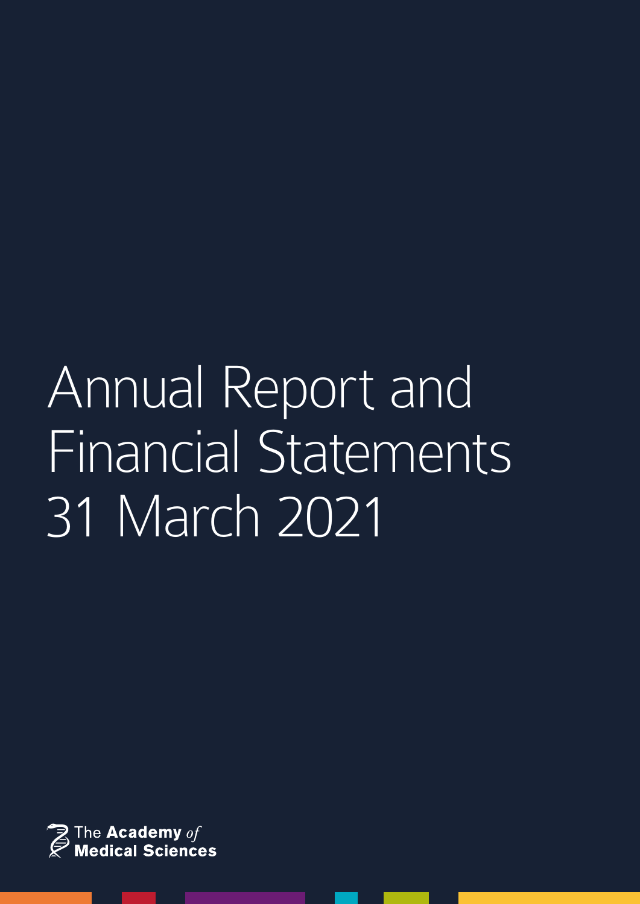# Annual Report and Financial Statements 31 March 2021

The Academy *of* Medical Sciences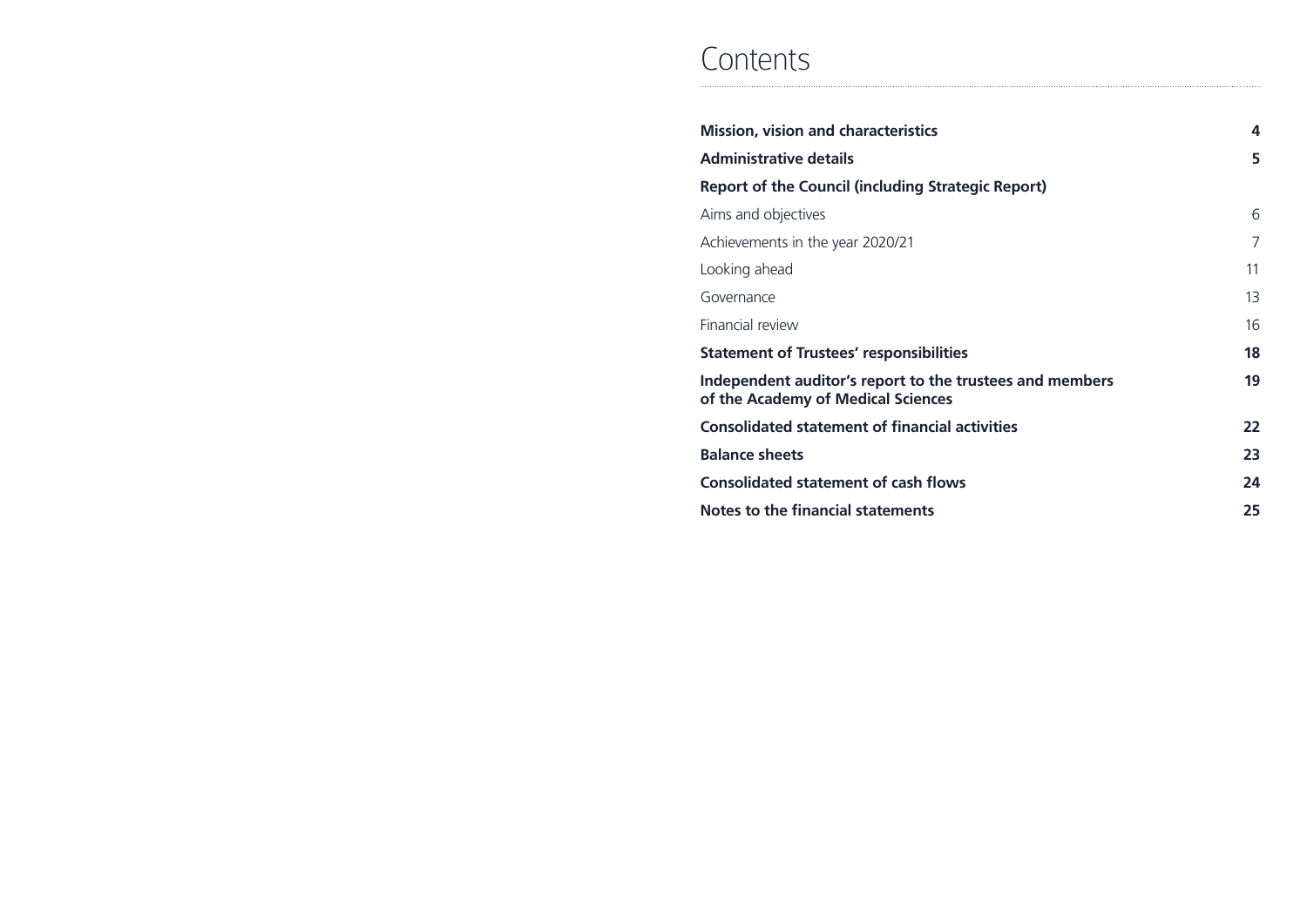# Contents

| | |
|---|---|
| **Mission, vision and characteristics** | **4** |
| **Administrative details** | **5** |
| **Report of the Council (including Strategic Report)** | |
| Aims and objectives | 6 |
| Achievements in the year 2020/21 | 7 |
| Looking ahead | 11 |
| Governance | 13 |
| Financial review | 16 |
| **Statement of Trustees' responsibilities** | **18** |
| **Independent auditor's report to the trustees and members of the Academy of Medical Sciences** | **19** |
| **Consolidated statement of financial activities** | **22** |
| **Balance sheets** | **23** |
| **Consolidated statement of cash flows** | **24** |
| **Notes to the financial statements** | **25** |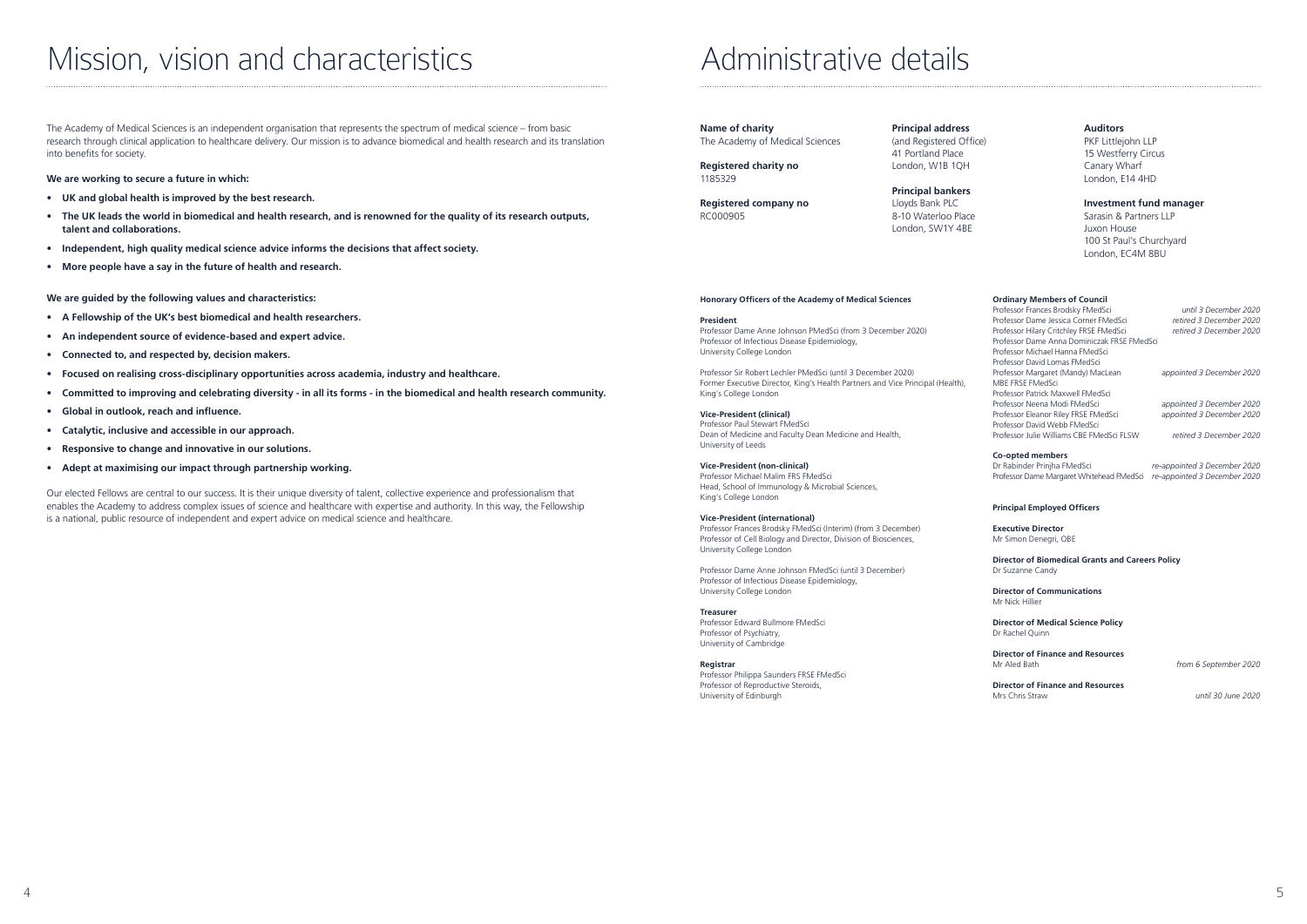# Mission, vision and characteristics

The Academy of Medical Sciences is an independent organisation that represents the spectrum of medical science – from basic research through clinical application to healthcare delivery. Our mission is to advance biomedical and health research and its translation into benefits for society.

**We are working to secure a future in which:**

- **UK and global health is improved by the best research.**
- **The UK leads the world in biomedical and health research, and is renowned for the quality of its research outputs, talent and collaborations.**
- **Independent, high quality medical science advice informs the decisions that affect society.**
- **More people have a say in the future of health and research.**

**We are guided by the following values and characteristics:**

- **A Fellowship of the UK's best biomedical and health researchers.**
- **An independent source of evidence-based and expert advice.**
- **Connected to, and respected by, decision makers.**
- **Focused on realising cross-disciplinary opportunities across academia, industry and healthcare.**
- **Committed to improving and celebrating diversity - in all its forms - in the biomedical and health research community.**
- **Global in outlook, reach and influence.**
- **Catalytic, inclusive and accessible in our approach.**
- **Responsive to change and innovative in our solutions.**
- **Adept at maximising our impact through partnership working.**

Our elected Fellows are central to our success. It is their unique diversity of talent, collective experience and professionalism that enables the Academy to address complex issues of science and healthcare with expertise and authority. In this way, the Fellowship is a national, public resource of independent and expert advice on medical science and healthcare.

# Administrative details

**Name of charity**
The Academy of Medical Sciences

**Registered charity no**
1185329

**Registered company no**
RC000905

**Principal address**
(and Registered Office)
41 Portland Place
London, W1B 1QH

**Principal bankers**
Lloyds Bank PLC
8-10 Waterloo Place
London, SW1Y 4BE

**Auditors**
PKF Littlejohn LLP
15 Westferry Circus
Canary Wharf
London, E14 4HD

**Investment fund manager**
Sarasin & Partners LLP
Juxon House
100 St Paul's Churchyard
London, EC4M 8BU

**Honorary Officers of the Academy of Medical Sciences**

**President**
Professor Dame Anne Johnson PMedSci (from 3 December 2020)
Professor of Infectious Disease Epidemiology,
University College London

Professor Sir Robert Lechler PMedSci (until 3 December 2020)
Former Executive Director, King's Health Partners and Vice Principal (Health),
King's College London

**Vice-President (clinical)**
Professor Paul Stewart FMedSci
Dean of Medicine and Faculty Dean Medicine and Health,
University of Leeds

**Vice-President (non-clinical)**
Professor Michael Malim FRS FMedSci
Head, School of Immunology & Microbial Sciences,
King's College London

**Vice-President (international)**
Professor Frances Brodsky FMedSci (Interim) (from 3 December)
Professor of Cell Biology and Director, Division of Biosciences,
University College London

Professor Dame Anne Johnson FMedSci (until 3 December)
Professor of Infectious Disease Epidemiology,
University College London

**Treasurer**
Professor Edward Bullmore FMedSci
Professor of Psychiatry,
University of Cambridge

**Registrar**
Professor Philippa Saunders FRSE FMedSci
Professor of Reproductive Steroids,
University of Edinburgh

**Ordinary Members of Council**

| | |
|---|---|
| Professor Frances Brodsky FMedSci | *until 3 December 2020* |
| Professor Dame Jessica Corner FMedSci | *retired 3 December 2020* |
| Professor Hilary Critchley FRSE FMedSci | *retired 3 December 2020* |
| Professor Dame Anna Dominiczak FRSE FMedSci | |
| Professor Michael Hanna FMedSci | |
| Professor David Lomas FMedSci | |
| Professor Margaret (Mandy) MacLean MBE FRSE FMedSci | *appointed 3 December 2020* |
| Professor Patrick Maxwell FMedSci | |
| Professor Neena Modi FMedSci | *appointed 3 December 2020* |
| Professor Eleanor Riley FRSE FMedSci | *appointed 3 December 2020* |
| Professor David Webb FMedSci | |
| Professor Julie Williams CBE FMedSci FLSW | *retired 3 December 2020* |

**Co-opted members**

| | |
|---|---|
| Dr Rabinder Prinjha FMedSci | *re-appointed 3 December 2020* |
| Professor Dame Margaret Whitehead FMedSci | *re-appointed 3 December 2020* |

**Principal Employed Officers**

**Executive Director**
Mr Simon Denegri, OBE

**Director of Biomedical Grants and Careers Policy**
Dr Suzanne Candy

**Director of Communications**
Mr Nick Hillier

**Director of Medical Science Policy**
Dr Rachel Quinn

**Director of Finance and Resources**
Mr Aled Bath *from 6 September 2020*

**Director of Finance and Resources**
Mrs Chris Straw *until 30 June 2020*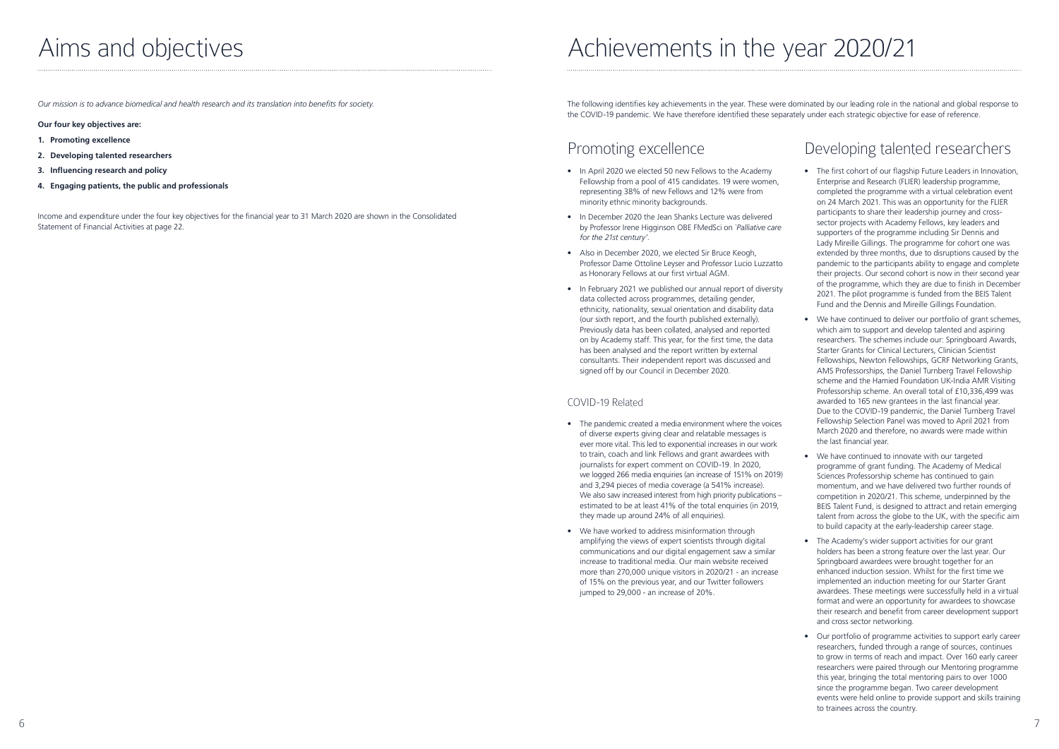# Aims and objectives

*Our mission is to advance biomedical and health research and its translation into benefits for society.*

**Our four key objectives are:**

1. **Promoting excellence**
2. **Developing talented researchers**
3. **Influencing research and policy**
4. **Engaging patients, the public and professionals**

Income and expenditure under the four key objectives for the financial year to 31 March 2020 are shown in the Consolidated Statement of Financial Activities at page 22.

# Achievements in the year 2020/21

The following identifies key achievements in the year. These were dominated by our leading role in the national and global response to the COVID-19 pandemic. We have therefore identified these separately under each strategic objective for ease of reference.

## Promoting excellence

- In April 2020 we elected 50 new Fellows to the Academy Fellowship from a pool of 415 candidates. 19 were women, representing 38% of new Fellows and 12% were from minority ethnic minority backgrounds.
- In December 2020 the Jean Shanks Lecture was delivered by Professor Irene Higginson OBE FMedSci on *'Palliative care for the 21st century'*.
- Also in December 2020, we elected Sir Bruce Keogh, Professor Dame Ottoline Leyser and Professor Lucio Luzzatto as Honorary Fellows at our first virtual AGM.
- In February 2021 we published our annual report of diversity data collected across programmes, detailing gender, ethnicity, nationality, sexual orientation and disability data (our sixth report, and the fourth published externally). Previously data has been collated, analysed and reported on by Academy staff. This year, for the first time, the data has been analysed and the report written by external consultants. Their independent report was discussed and signed off by our Council in December 2020.

### COVID-19 Related

- The pandemic created a media environment where the voices of diverse experts giving clear and relatable messages is ever more vital. This led to exponential increases in our work to train, coach and link Fellows and grant awardees with journalists for expert comment on COVID-19. In 2020, we logged 266 media enquiries (an increase of 151% on 2019) and 3,294 pieces of media coverage (a 541% increase). We also saw increased interest from high priority publications – estimated to be at least 41% of the total enquiries (in 2019, they made up around 24% of all enquiries).
- We have worked to address misinformation through amplifying the views of expert scientists through digital communications and our digital engagement saw a similar increase to traditional media. Our main website received more than 270,000 unique visitors in 2020/21 - an increase of 15% on the previous year, and our Twitter followers jumped to 29,000 - an increase of 20%.

## Developing talented researchers

- The first cohort of our flagship Future Leaders in Innovation, Enterprise and Research (FLIER) leadership programme, completed the programme with a virtual celebration event on 24 March 2021. This was an opportunity for the FLIER participants to share their leadership journey and cross-sector projects with Academy Fellows, key leaders and supporters of the programme including Sir Dennis and Lady Mireille Gillings. The programme for cohort one was extended by three months, due to disruptions caused by the pandemic to the participants ability to engage and complete their projects. Our second cohort is now in their second year of the programme, which they are due to finish in December 2021. The pilot programme is funded from the BEIS Talent Fund and the Dennis and Mireille Gillings Foundation.
- We have continued to deliver our portfolio of grant schemes, which aim to support and develop talented and aspiring researchers. The schemes include our: Springboard Awards, Starter Grants for Clinical Lecturers, Clinician Scientist Fellowships, Newton Fellowships, GCRF Networking Grants, AMS Professorships, the Daniel Turnberg Travel Fellowship scheme and the Hamied Foundation UK-India AMR Visiting Professorship scheme. An overall total of £10,336,499 was awarded to 165 new grantees in the last financial year. Due to the COVID-19 pandemic, the Daniel Turnberg Travel Fellowship Selection Panel was moved to April 2021 from March 2020 and therefore, no awards were made within the last financial year.
- We have continued to innovate with our targeted programme of grant funding. The Academy of Medical Sciences Professorship scheme has continued to gain momentum, and we have delivered two further rounds of competition in 2020/21. This scheme, underpinned by the BEIS Talent Fund, is designed to attract and retain emerging talent from across the globe to the UK, with the specific aim to build capacity at the early-leadership career stage.
- The Academy's wider support activities for our grant holders has been a strong feature over the last year. Our Springboard awardees were brought together for an enhanced induction session. Whilst for the first time we implemented an induction meeting for our Starter Grant awardees. These meetings were successfully held in a virtual format and were an opportunity for awardees to showcase their research and benefit from career development support and cross sector networking.
- Our portfolio of programme activities to support early career researchers, funded through a range of sources, continues to grow in terms of reach and impact. Over 160 early career researchers were paired through our Mentoring programme this year, bringing the total mentoring pairs to over 1000 since the programme began. Two career development events were held online to provide support and skills training to trainees across the country.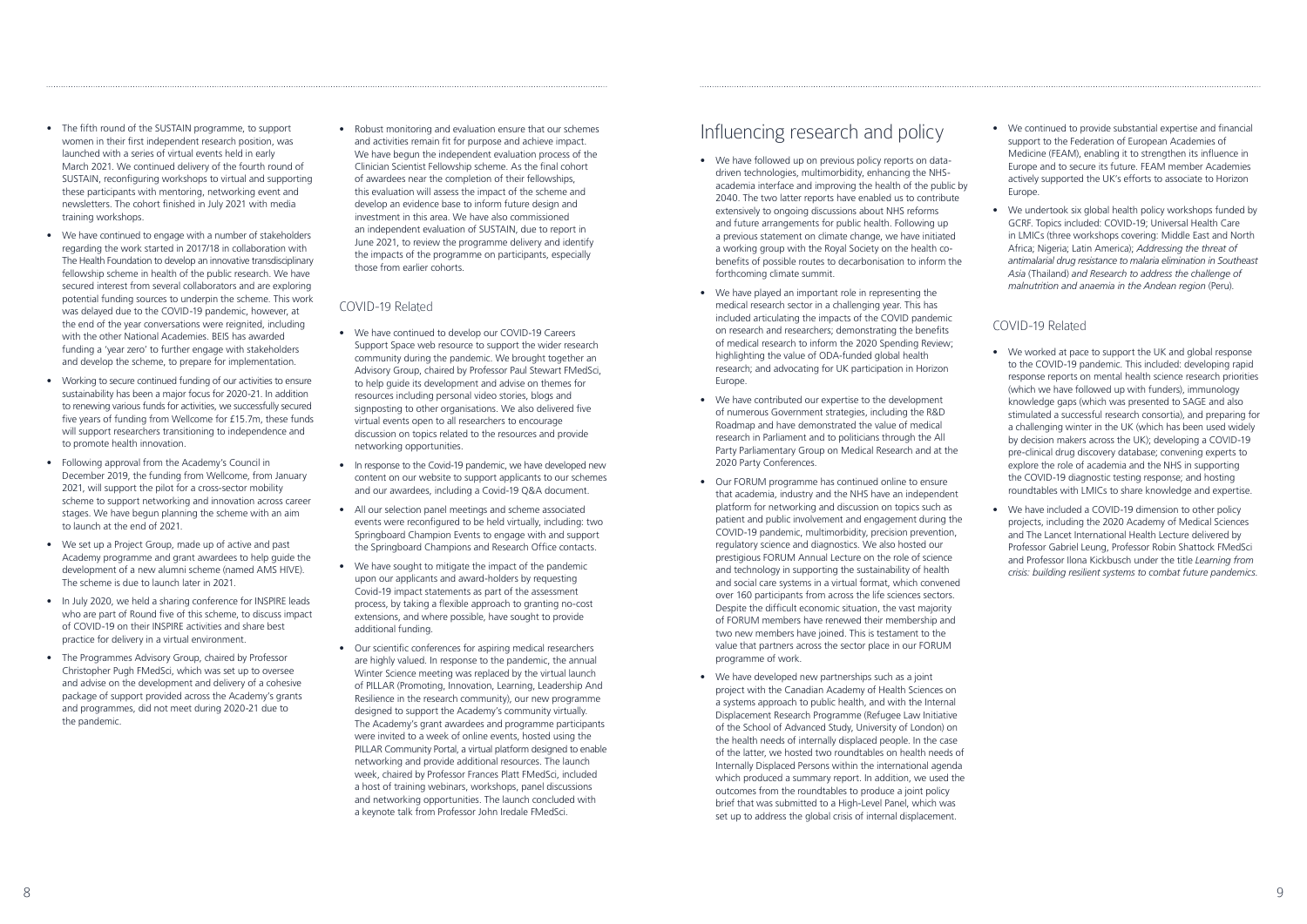- The fifth round of the SUSTAIN programme, to support women in their first independent research position, was launched with a series of virtual events held in early March 2021. We continued delivery of the fourth round of SUSTAIN, reconfiguring workshops to virtual and supporting these participants with mentoring, networking event and newsletters. The cohort finished in July 2021 with media training workshops.
- We have continued to engage with a number of stakeholders regarding the work started in 2017/18 in collaboration with The Health Foundation to develop an innovative transdisciplinary fellowship scheme in health of the public research. We have secured interest from several collaborators and are exploring potential funding sources to underpin the scheme. This work was delayed due to the COVID-19 pandemic, however, at the end of the year conversations were reignited, including with the other National Academies. BEIS has awarded funding a 'year zero' to further engage with stakeholders and develop the scheme, to prepare for implementation.
- Working to secure continued funding of our activities to ensure sustainability has been a major focus for 2020-21. In addition to renewing various funds for activities, we successfully secured five years of funding from Wellcome for £15.7m, these funds will support researchers transitioning to independence and to promote health innovation.
- Following approval from the Academy's Council in December 2019, the funding from Wellcome, from January 2021, will support the pilot for a cross-sector mobility scheme to support networking and innovation across career stages. We have begun planning the scheme with an aim to launch at the end of 2021.
- We set up a Project Group, made up of active and past Academy programme and grant awardees to help guide the development of a new alumni scheme (named AMS HIVE). The scheme is due to launch later in 2021.
- In July 2020, we held a sharing conference for INSPIRE leads who are part of Round five of this scheme, to discuss impact of COVID-19 on their INSPIRE activities and share best practice for delivery in a virtual environment.
- The Programmes Advisory Group, chaired by Professor Christopher Pugh FMedSci, which was set up to oversee and advise on the development and delivery of a cohesive package of support provided across the Academy's grants and programmes, did not meet during 2020-21 due to the pandemic.
- Robust monitoring and evaluation ensure that our schemes and activities remain fit for purpose and achieve impact. We have begun the independent evaluation process of the Clinician Scientist Fellowship scheme. As the final cohort of awardees near the completion of their fellowships, this evaluation will assess the impact of the scheme and develop an evidence base to inform future design and investment in this area. We have also commissioned an independent evaluation of SUSTAIN, due to report in June 2021, to review the programme delivery and identify the impacts of the programme on participants, especially those from earlier cohorts.

### COVID-19 Related

- We have continued to develop our COVID-19 Careers Support Space web resource to support the wider research community during the pandemic. We brought together an Advisory Group, chaired by Professor Paul Stewart FMedSci, to help guide its development and advise on themes for resources including personal video stories, blogs and signposting to other organisations. We also delivered five virtual events open to all researchers to encourage discussion on topics related to the resources and provide networking opportunities.
- In response to the Covid-19 pandemic, we have developed new content on our website to support applicants to our schemes and our awardees, including a Covid-19 Q&A document.
- All our selection panel meetings and scheme associated events were reconfigured to be held virtually, including: two Springboard Champion Events to engage with and support the Springboard Champions and Research Office contacts.
- We have sought to mitigate the impact of the pandemic upon our applicants and award-holders by requesting Covid-19 impact statements as part of the assessment process, by taking a flexible approach to granting no-cost extensions, and where possible, have sought to provide additional funding.
- Our scientific conferences for aspiring medical researchers are highly valued. In response to the pandemic, the annual Winter Science meeting was replaced by the virtual launch of PILLAR (Promoting, Innovation, Learning, Leadership And Resilience in the research community), our new programme designed to support the Academy's community virtually. The Academy's grant awardees and programme participants were invited to a week of online events, hosted using the PILLAR Community Portal, a virtual platform designed to enable networking and provide additional resources. The launch week, chaired by Professor Frances Platt FMedSci, included a host of training webinars, workshops, panel discussions and networking opportunities. The launch concluded with a keynote talk from Professor John Iredale FMedSci.

## Influencing research and policy

- We have followed up on previous policy reports on data-driven technologies, multimorbidity, enhancing the NHS-academia interface and improving the health of the public by 2040. The latter two reports have enabled us to contribute extensively to ongoing discussions about NHS reforms and future arrangements for public health. Following up a previous statement on climate change, we have initiated a working group with the Royal Society on the health co-benefits of possible routes to decarbonisation to inform the forthcoming climate summit.
- We have played an important role in representing the medical research sector in a challenging year. This has included articulating the impacts of the COVID pandemic on research and researchers; demonstrating the benefits of medical research to inform the 2020 Spending Review; highlighting the value of ODA-funded global health research; and advocating for UK participation in Horizon Europe.
- We have contributed our expertise to the development of numerous Government strategies, including the R&D Roadmap and have demonstrated the value of medical research in Parliament and to politicians through the All Party Parliamentary Group on Medical Research and at the 2020 Party Conferences.
- Our FORUM programme has continued online to ensure that academia, industry and the NHS have an independent platform for networking and discussion on topics such as patient and public involvement and engagement during the COVID-19 pandemic, multimorbidity, precision prevention, regulatory science and diagnostics. We also hosted our prestigious FORUM Annual Lecture on the role of science and technology in supporting the sustainability of health and social care systems in a virtual format, which convened over 160 participants from across the life sciences sectors. Despite the difficult economic situation, the vast majority of FORUM members have renewed their membership and two new members have joined. This is testament to the value that partners across the sector place in our FORUM programme of work.
- We have developed new partnerships such as a joint project with the Canadian Academy of Health Sciences on a systems approach to public health, and with the Internal Displacement Research Programme (Refugee Law Initiative of the School of Advanced Study, University of London) on the health needs of internally displaced people. In the case of the latter, we hosted two roundtables on health needs of Internally Displaced Persons within the international agenda which produced a summary report. In addition, we used the outcomes from the roundtables to produce a joint policy brief that was submitted to a High-Level Panel, which was set up to address the global crisis of internal displacement.
- We continued to provide substantial expertise and financial support to the Federation of European Academies of Medicine (FEAM), enabling it to strengthen its influence in Europe and to secure its future. FEAM member Academies actively supported the UK's efforts to associate to Horizon Europe.
- We undertook six global health policy workshops funded by GCRF. Topics included: COVID-19; Universal Health Care in LMICs (three workshops covering: Middle East and North Africa; Nigeria; Latin America); *Addressing the threat of antimalarial drug resistance to malaria elimination in Southeast Asia* (Thailand) *and Research to address the challenge of malnutrition and anaemia in the Andean region* (Peru).

### COVID-19 Related

- We worked at pace to support the UK and global response to the COVID-19 pandemic. This included: developing rapid response reports on mental health science research priorities (which we have followed up with funders), immunology knowledge gaps (which was presented to SAGE and also stimulated a successful research consortia), and preparing for a challenging winter in the UK (which has been used widely by decision makers across the UK); developing a COVID-19 pre-clinical drug discovery database; convening experts to explore the role of academia and the NHS in supporting the COVID-19 diagnostic testing response; and hosting roundtables with LMICs to share knowledge and expertise.
- We have included a COVID-19 dimension to other policy projects, including the 2020 Academy of Medical Sciences and The Lancet International Health Lecture delivered by Professor Gabriel Leung, Professor Robin Shattock FMedSci and Professor Ilona Kickbusch under the title *Learning from crisis: building resilient systems to combat future pandemics*.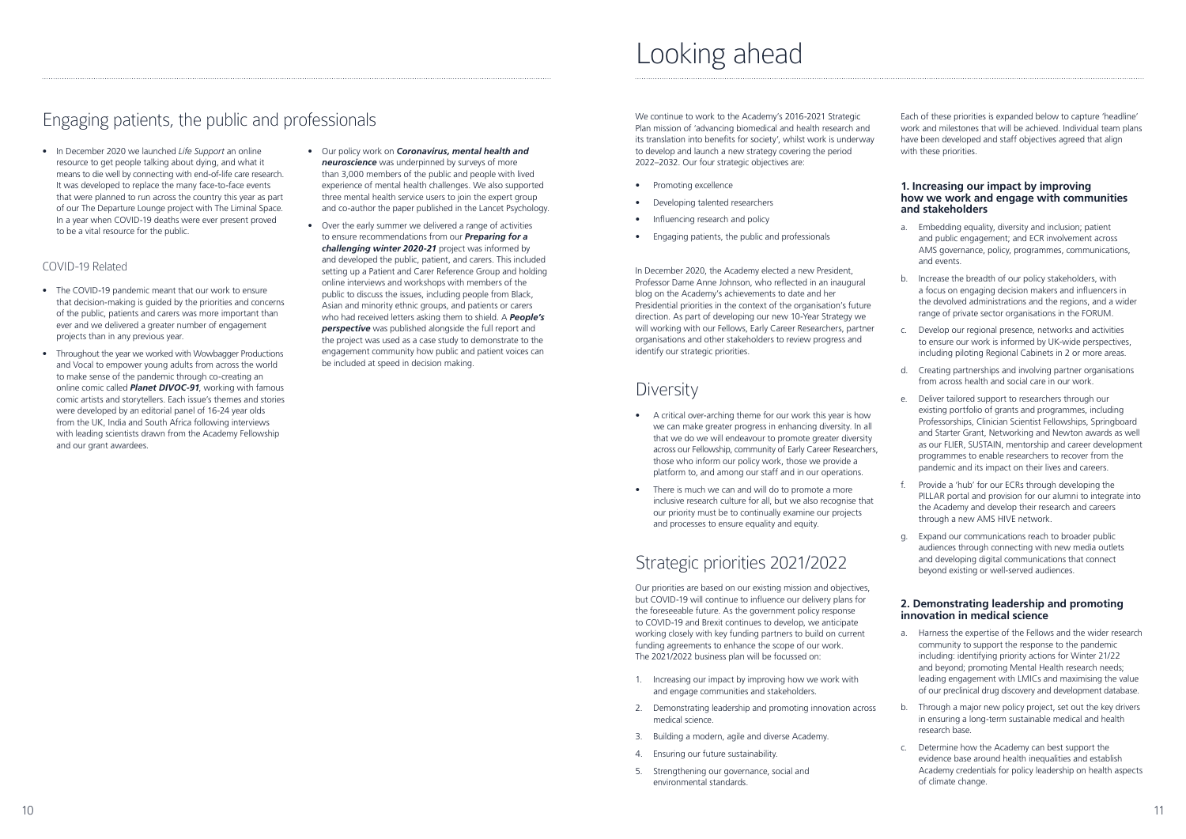## Engaging patients, the public and professionals

- In December 2020 we launched *Life Support* an online resource to get people talking about dying, and what it means to die well by connecting with end-of-life care research. It was developed to replace the many face-to-face events that were planned to run across the country this year as part of our The Departure Lounge project with The Liminal Space. In a year when COVID-19 deaths were ever present proved to be a vital resource for the public.

### COVID-19 Related

- The COVID-19 pandemic meant that our work to ensure that decision-making is guided by the priorities and concerns of the public, patients and carers was more important than ever and we delivered a greater number of engagement projects than in any previous year.
- Throughout the year we worked with Wowbagger Productions and Vocal to empower young adults from across the world to make sense of the pandemic through co-creating an online comic called ***Planet DIVOC-91***, working with famous comic artists and storytellers. Each issue's themes and stories were developed by an editorial panel of 16-24 year olds from the UK, India and South Africa following interviews with leading scientists drawn from the Academy Fellowship and our grant awardees.
- Our policy work on ***Coronavirus, mental health and neuroscience*** was underpinned by surveys of more than 3,000 members of the public and people with lived experience of mental health challenges. We also supported three mental health service users to join the expert group and co-author the paper published in the Lancet Psychology.
- Over the early summer we delivered a range of activities to ensure recommendations from our ***Preparing for a challenging winter 2020-21*** project was informed by and developed the public, patient, and carers. This included setting up a Patient and Carer Reference Group and holding online interviews and workshops with members of the public to discuss the issues, including people from Black, Asian and minority ethnic groups, and patients or carers who had received letters asking them to shield. A ***People's perspective*** was published alongside the full report and the project was used as a case study to demonstrate to the engagement community how public and patient voices can be included at speed in decision making.

# Looking ahead

We continue to work to the Academy's 2016-2021 Strategic Plan mission of 'advancing biomedical and health research and its translation into benefits for society', whilst work is underway to develop and launch a new strategy covering the period 2022–2032. Our four strategic objectives are:

- Promoting excellence
- Developing talented researchers
- Influencing research and policy
- Engaging patients, the public and professionals

In December 2020, the Academy elected a new President, Professor Dame Anne Johnson, who reflected in an inaugural blog on the Academy's achievements to date and her Presidential priorities in the context of the organisation's future direction. As part of developing our new 10-Year Strategy we will working with our Fellows, Early Career Researchers, partner organisations and other stakeholders to review progress and identify our strategic priorities.

## Diversity

- A critical over-arching theme for our work this year is how we can make greater progress in enhancing diversity. In all that we do we will endeavour to promote greater diversity across our Fellowship, community of Early Career Researchers, those who inform our policy work, those we provide a platform to, and among our staff and in our operations.
- There is much we can and will do to promote a more inclusive research culture for all, but we also recognise that our priority must be to continually examine our projects and processes to ensure equality and equity.

## Strategic priorities 2021/2022

Our priorities are based on our existing mission and objectives, but COVID-19 will continue to influence our delivery plans for the foreseeable future. As the government policy response to COVID-19 and Brexit continues to develop, we anticipate working closely with key funding partners to build on current funding agreements to enhance the scope of our work. The 2021/2022 business plan will be focussed on:

1. Increasing our impact by improving how we work with and engage communities and stakeholders.
2. Demonstrating leadership and promoting innovation across medical science.
3. Building a modern, agile and diverse Academy.
4. Ensuring our future sustainability.
5. Strengthening our governance, social and environmental standards.

Each of these priorities is expanded below to capture 'headline' work and milestones that will be achieved. Individual team plans have been developed and staff objectives agreed that align with these priorities.

### 1. Increasing our impact by improving how we work and engage with communities and stakeholders

a. Embedding equality, diversity and inclusion; patient and public engagement; and ECR involvement across AMS governance, policy, programmes, communications, and events.

b. Increase the breadth of our policy stakeholders, with a focus on engaging decision makers and influencers in the devolved administrations and the regions, and a wider range of private sector organisations in the FORUM.

c. Develop our regional presence, networks and activities to ensure our work is informed by UK-wide perspectives, including piloting Regional Cabinets in 2 or more areas.

d. Creating partnerships and involving partner organisations from across health and social care in our work.

e. Deliver tailored support to researchers through our existing portfolio of grants and programmes, including Professorships, Clinician Scientist Fellowships, Springboard and Starter Grant, Networking and Newton awards as well as our FLIER, SUSTAIN, mentorship and career development programmes to enable researchers to recover from the pandemic and its impact on their lives and careers.

f. Provide a 'hub' for our ECRs through developing the PILLAR portal and provision for our alumni to integrate into the Academy and develop their research and careers through a new AMS HIVE network.

g. Expand our communications reach to broader public audiences through connecting with new media outlets and developing digital communications that connect beyond existing or well-served audiences.

### 2. Demonstrating leadership and promoting innovation in medical science

a. Harness the expertise of the Fellows and the wider research community to support the response to the pandemic including: identifying priority actions for Winter 21/22 and beyond; promoting Mental Health research needs; leading engagement with LMICs and maximising the value of our preclinical drug discovery and development database.

b. Through a major new policy project, set out the key drivers in ensuring a long-term sustainable medical and health research base.

c. Determine how the Academy can best support the evidence base around health inequalities and establish Academy credentials for policy leadership on health aspects of climate change.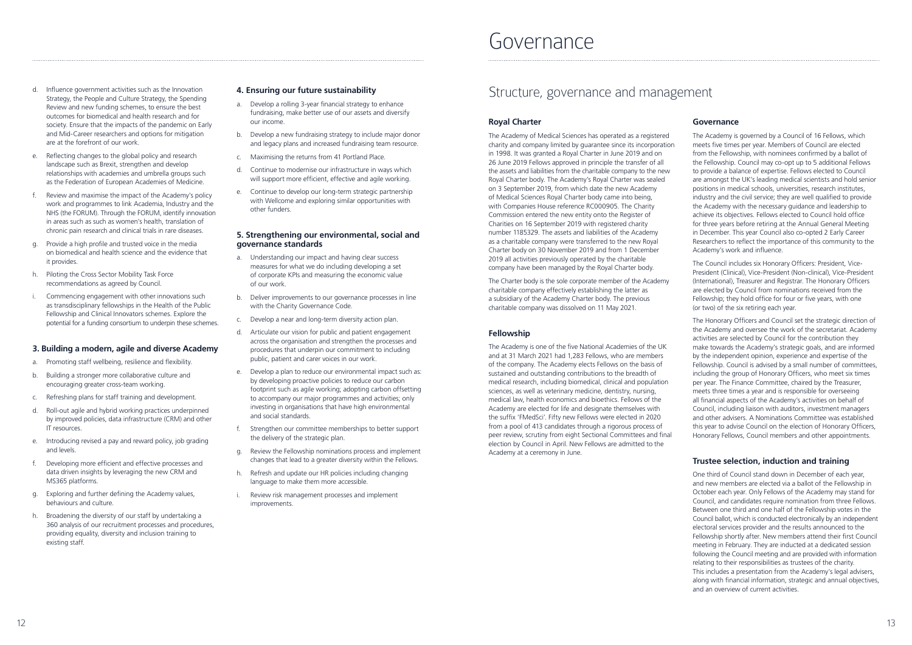d. Influence government activities such as the Innovation Strategy, the People and Culture Strategy, the Spending Review and new funding schemes, to ensure the best outcomes for biomedical and health research and for society. Ensure that the impacts of the pandemic on Early and Mid-Career researchers and options for mitigation are at the forefront of our work.

e. Reflecting changes to the global policy and research landscape such as Brexit, strengthen and develop relationships with academies and umbrella groups such as the Federation of European Academies of Medicine.

f. Review and maximise the impact of the Academy's policy work and programmes to link Academia, Industry and the NHS (the FORUM). Through the FORUM, identify innovation in areas such as such as women's health, translation of chronic pain research and clinical trials in rare diseases.

g. Provide a high profile and trusted voice in the media on biomedical and health science and the evidence that it provides.

h. Piloting the Cross Sector Mobility Task Force recommendations as agreed by Council.

i. Commencing engagement with other innovations such as transdisciplinary fellowships in the Health of the Public Fellowship and Clinical Innovators schemes. Explore the potential for a funding consortium to underpin these schemes.

### 3. Building a modern, agile and diverse Academy

a. Promoting staff wellbeing, resilience and flexibility.

b. Building a stronger more collaborative culture and encouraging greater cross-team working.

c. Refreshing plans for staff training and development.

d. Roll-out agile and hybrid working practices underpinned by improved policies, data infrastructure (CRM) and other IT resources.

e. Introducing revised a pay and reward policy, job grading and levels.

f. Developing more efficient and effective processes and data driven insights by leveraging the new CRM and MS365 platforms.

g. Exploring and further defining the Academy values, behaviours and culture.

h. Broadening the diversity of our staff by undertaking a 360 analysis of our recruitment processes and procedures, providing equality, diversity and inclusion training to existing staff.

### 4. Ensuring our future sustainability

a. Develop a rolling 3-year financial strategy to enhance fundraising, make better use of our assets and diversify our income.

b. Develop a new fundraising strategy to include major donor and legacy plans and increased fundraising team resource.

c. Maximising the returns from 41 Portland Place.

d. Continue to modernise our infrastructure in ways which will support more efficient, effective and agile working.

e. Continue to develop our long-term strategic partnership with Wellcome and exploring similar opportunities with other funders.

### 5. Strengthening our environmental, social and governance standards

a. Understanding our impact and having clear success measures for what we do including developing a set of corporate KPIs and measuring the economic value of our work.

b. Deliver improvements to our governance processes in line with the Charity Governance Code.

c. Develop a near and long-term diversity action plan.

d. Articulate our vision for public and patient engagement across the organisation and strengthen the processes and procedures that underpin our commitment to including public, patient and carer voices in our work.

e. Develop a plan to reduce our environmental impact such as: by developing proactive policies to reduce our carbon footprint such as agile working; adopting carbon offsetting to accompany our major programmes and activities; only investing in organisations that have high environmental and social standards.

f. Strengthen our committee memberships to better support the delivery of the strategic plan.

g. Review the Fellowship nominations process and implement changes that lead to a greater diversity within the Fellows.

h. Refresh and update our HR policies including changing language to make them more accessible.

i. Review risk management processes and implement improvements.

# Governance

## Structure, governance and management

### Royal Charter

The Academy of Medical Sciences has operated as a registered charity and company limited by guarantee since its incorporation in 1998. It was granted a Royal Charter in June 2019 and on 26 June 2019 Fellows approved in principle the transfer of all the assets and liabilities from the charitable company to the new Royal Charter body. The Academy's Royal Charter was sealed on 3 September 2019, from which date the new Academy of Medical Sciences Royal Charter body came into being, with Companies House reference RC000905. The Charity Commission entered the new entity onto the Register of Charities on 16 September 2019 with registered charity number 1185329. The assets and liabilities of the Academy as a charitable company were transferred to the new Royal Charter body on 30 November 2019 and from 1 December 2019 all activities previously operated by the charitable company have been managed by the Royal Charter body.

The Charter body is the sole corporate member of the Academy charitable company effectively establishing the latter as a subsidiary of the Academy Charter body. The previous charitable company was dissolved on 11 May 2021.

### Fellowship

The Academy is one of the five National Academies of the UK and at 31 March 2021 had 1,283 Fellows, who are members of the company. The Academy elects Fellows on the basis of sustained and outstanding contributions to the breadth of medical research, including biomedical, clinical and population sciences, as well as veterinary medicine, dentistry, nursing, medical law, health economics and bioethics. Fellows of the Academy are elected for life and designate themselves with the suffix 'FMedSci'. Fifty new Fellows were elected in 2020 from a pool of 413 candidates through a rigorous process of peer review, scrutiny from eight Sectional Committees and final election by Council in April. New Fellows are admitted to the Academy at a ceremony in June.

### Governance

The Academy is governed by a Council of 16 Fellows, which meets five times per year. Members of Council are elected from the Fellowship, with nominees confirmed by a ballot of the Fellowship. Council may co-opt up to 5 additional Fellows to provide a balance of expertise. Fellows elected to Council are amongst the UK's leading medical scientists and hold senior positions in medical schools, universities, research institutes, industry and the civil service; they are well qualified to provide the Academy with the necessary guidance and leadership to achieve its objectives. Fellows elected to Council hold office for three years before retiring at the Annual General Meeting in December. This year Council also co-opted 2 Early Career Researchers to reflect the importance of this community to the Academy's work and influence.

The Council includes six Honorary Officers: President, Vice-President (Clinical), Vice-President (Non-clinical), Vice-President (International), Treasurer and Registrar. The Honorary Officers are elected by Council from nominations received from the Fellowship; they hold office for four or five years, with one (or two) of the six retiring each year.

The Honorary Officers and Council set the strategic direction of the Academy and oversee the work of the secretariat. Academy activities are selected by Council for the contribution they make towards the Academy's strategic goals, and are informed by the independent opinion, experience and expertise of the Fellowship. Council is advised by a small number of committees, including the group of Honorary Officers, who meet six times per year. The Finance Committee, chaired by the Treasurer, meets three times a year and is responsible for overseeing all financial aspects of the Academy's activities on behalf of Council, including liaison with auditors, investment managers and other advisers. A Nominations Committee was established this year to advise Council on the election of Honorary Officers, Honorary Fellows, Council members and other appointments.

### Trustee selection, induction and training

One third of Council stand down in December of each year, and new members are elected via a ballot of the Fellowship in October each year. Only Fellows of the Academy may stand for Council, and candidates require nomination from three Fellows. Between one third and one half of the Fellowship votes in the Council ballot, which is conducted electronically by an independent electoral services provider and the results announced to the Fellowship shortly after. New members attend their first Council meeting in February. They are inducted at a dedicated session following the Council meeting and are provided with information relating to their responsibilities as trustees of the charity. This includes a presentation from the Academy's legal advisers, along with financial information, strategic and annual objectives, and an overview of current activities.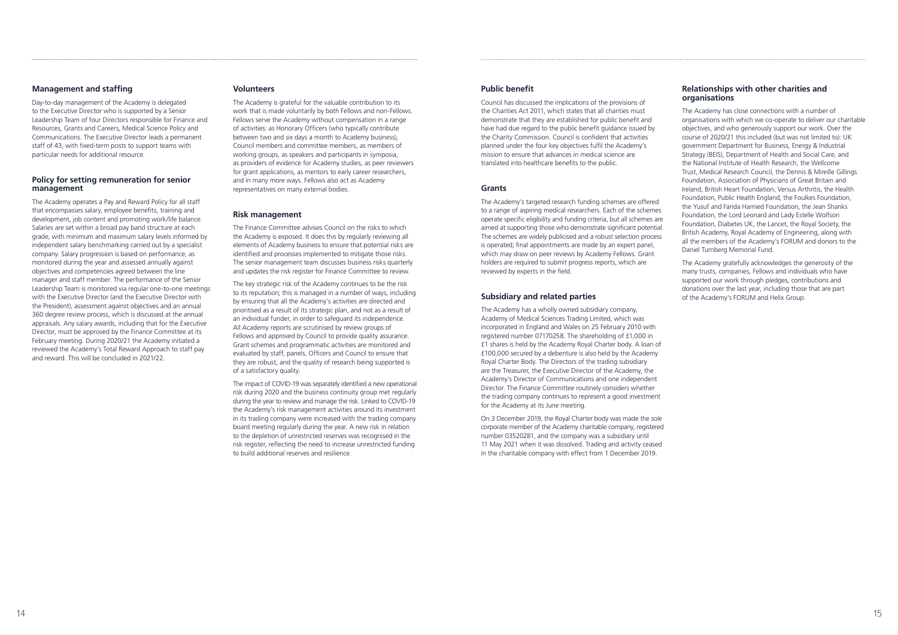## Management and staffing

Day-to-day management of the Academy is delegated to the Executive Director who is supported by a Senior Leadership Team of four Directors responsible for Finance and Resources, Grants and Careers, Medical Science Policy and Communications. The Executive Director leads a permanent staff of 43, with fixed-term posts to support teams with particular needs for additional resource.

## Policy for setting remuneration for senior management

The Academy operates a Pay and Reward Policy for all staff that encompasses salary, employee benefits, training and development, job content and promoting work/life balance. Salaries are set within a broad pay band structure at each grade, with minimum and maximum salary levels informed by independent salary benchmarking carried out by a specialist company. Salary progression is based on performance, as monitored during the year and assessed annually against objectives and competencies agreed between the line manager and staff member. The performance of the Senior Leadership Team is monitored via regular one-to-one meetings with the Executive Director (and the Executive Director with the President), assessment against objectives and an annual 360 degree review process, which is discussed at the annual appraisals. Any salary awards, including that for the Executive Director, must be approved by the Finance Committee at its February meeting. During 2020/21 the Academy initiated a reviewed the Academy's Total Reward Approach to staff pay and reward. This will be concluded in 2021/22.

## Volunteers

The Academy is grateful for the valuable contribution to its work that is made voluntarily by both Fellows and non-Fellows. Fellows serve the Academy without compensation in a range of activities: as Honorary Officers (who typically contribute between two and six days a month to Academy business), Council members and committee members, as members of working groups, as speakers and participants in symposia, as providers of evidence for Academy studies, as peer reviewers for grant applications, as mentors to early career researchers, and in many more ways. Fellows also act as Academy representatives on many external bodies.

## Risk management

The Finance Committee advises Council on the risks to which the Academy is exposed. It does this by regularly reviewing all elements of Academy business to ensure that potential risks are identified and processes implemented to mitigate those risks. The senior management team discusses business risks quarterly and updates the risk register for Finance Committee to review.

The key strategic risk of the Academy continues to be the risk to its reputation; this is managed in a number of ways, including by ensuring that all the Academy's activities are directed and prioritised as a result of its strategic plan, and not as a result of an individual funder, in order to safeguard its independence. All Academy reports are scrutinised by review groups of Fellows and approved by Council to provide quality assurance. Grant schemes and programmatic activities are monitored and evaluated by staff, panels, Officers and Council to ensure that they are robust, and the quality of research being supported is of a satisfactory quality.

The impact of COVID-19 was separately identified a new operational risk during 2020 and the business continuity group met regularly during the year to review and manage the risk. Linked to COVID-19 the Academy's risk management activities around its investment in its trading company were increased with the trading company board meeting regularly during the year. A new risk in relation to the depletion of unrestricted reserves was recognised in the risk register, reflecting the need to increase unrestricted funding to build additional reserves and resilience.

## Public benefit

Council has discussed the implications of the provisions of the Charities Act 2011, which states that all charities must demonstrate that they are established for public benefit and have had due regard to the public benefit guidance issued by the Charity Commission. Council is confident that activities planned under the four key objectives fulfil the Academy's mission to ensure that advances in medical science are translated into healthcare benefits to the public.

## Grants

The Academy's targeted research funding schemes are offered to a range of aspiring medical researchers. Each of the schemes operate specific eligibility and funding criteria, but all schemes are aimed at supporting those who demonstrate significant potential. The schemes are widely publicised and a robust selection process is operated; final appointments are made by an expert panel, which may draw on peer reviews by Academy Fellows. Grant holders are required to submit progress reports, which are reviewed by experts in the field.

## Subsidiary and related parties

The Academy has a wholly owned subsidiary company, Academy of Medical Sciences Trading Limited, which was incorporated in England and Wales on 25 February 2010 with registered number 07170258. The shareholding of £1,000 in £1 shares is held by the Academy Royal Charter body. A loan of £100,000 secured by a debenture is also held by the Academy Royal Charter Body. The Directors of the trading subsidiary are the Treasurer, the Executive Director of the Academy, the Academy's Director of Communications and one independent Director. The Finance Committee routinely considers whether the trading company continues to represent a good investment for the Academy at its June meeting.

On 3 December 2019, the Royal Charter body was made the sole corporate member of the Academy charitable company, registered number 03520281, and the company was a subsidiary until 11 May 2021 when it was dissolved. Trading and activity ceased in the charitable company with effect from 1 December 2019.

## Relationships with other charities and organisations

The Academy has close connections with a number of organisations with which we co-operate to deliver our charitable objectives, and who generously support our work. Over the course of 2020/21 this included (but was not limited to): UK government Department for Business, Energy & Industrial Strategy (BEIS), Department of Health and Social Care, and the National Institute of Health Research, the Wellcome Trust, Medical Research Council, the Dennis & Mireille Gillings Foundation, Association of Physicians of Great Britain and Ireland, British Heart Foundation, Versus Arthritis, the Health Foundation, Public Health England, the Foulkes Foundation, the Yusuf and Farida Hamied Foundation, the Jean Shanks Foundation, the Lord Leonard and Lady Estelle Wolfson Foundation, Diabetes UK, the Lancet, the Royal Society, the British Academy, Royal Academy of Engineering, along with all the members of the Academy's FORUM and donors to the Daniel Turnberg Memorial Fund.

The Academy gratefully acknowledges the generosity of the many trusts, companies, Fellows and individuals who have supported our work through pledges, contributions and donations over the last year, including those that are part of the Academy's FORUM and Helix Group.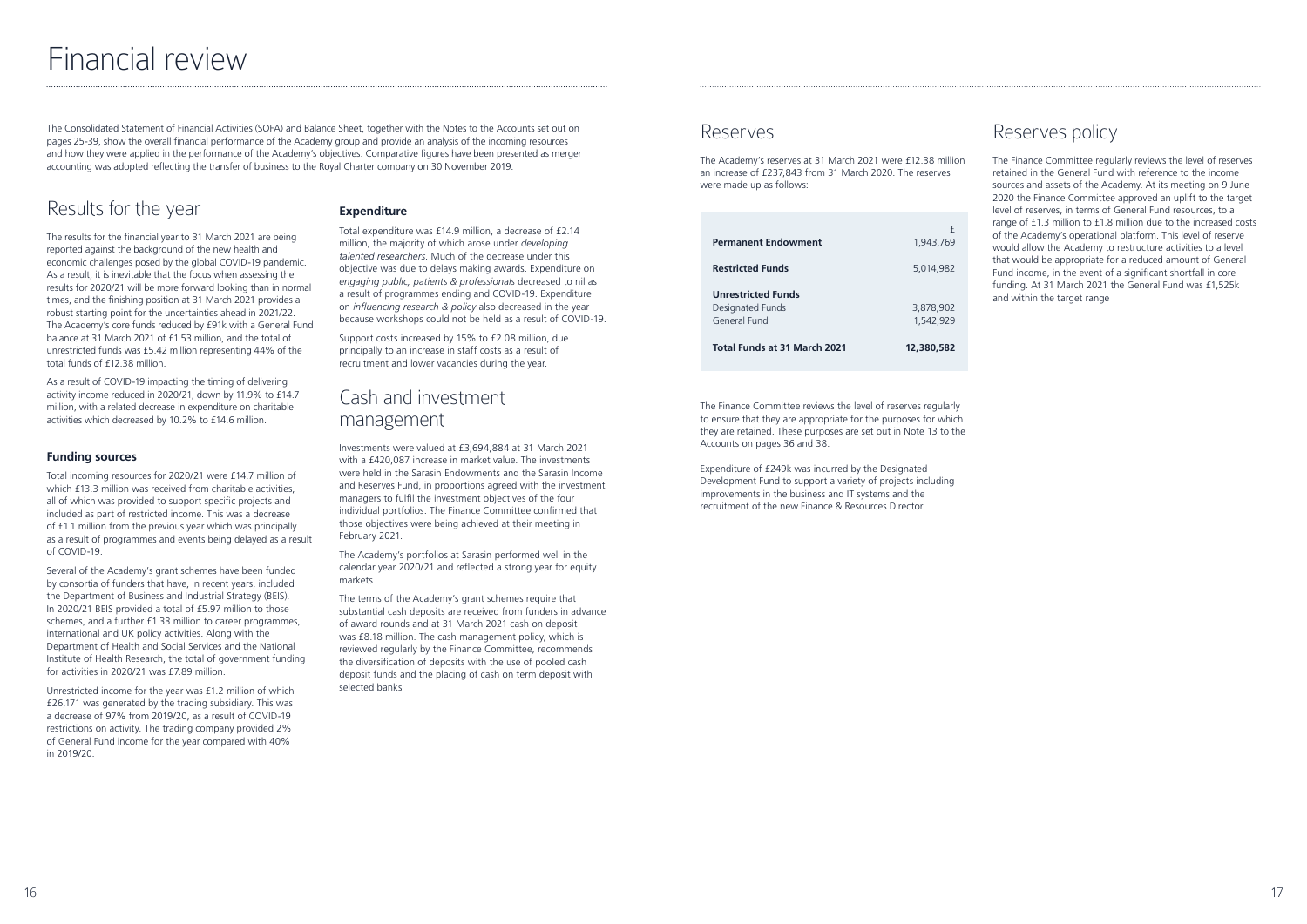# Financial review

The Consolidated Statement of Financial Activities (SOFA) and Balance Sheet, together with the Notes to the Accounts set out on pages 25-39, show the overall financial performance of the Academy group and provide an analysis of the incoming resources and how they were applied in the performance of the Academy's objectives. Comparative figures have been presented as merger accounting was adopted reflecting the transfer of business to the Royal Charter company on 30 November 2019.

## Results for the year

The results for the financial year to 31 March 2021 are being reported against the background of the new health and economic challenges posed by the global COVID-19 pandemic. As a result, it is inevitable that the focus when assessing the results for 2020/21 will be more forward looking than in normal times, and the finishing position at 31 March 2021 provides a robust starting point for the uncertainties ahead in 2021/22. The Academy's core funds reduced by £91k with a General Fund balance at 31 March 2021 of £1.53 million, and the total of unrestricted funds was £5.42 million representing 44% of the total funds of £12.38 million.

As a result of COVID-19 impacting the timing of delivering activity income reduced in 2020/21, down by 11.9% to £14.7 million, with a related decrease in expenditure on charitable activities which decreased by 10.2% to £14.6 million.

### Funding sources

Total incoming resources for 2020/21 were £14.7 million of which £13.3 million was received from charitable activities, all of which was provided to support specific projects and included as part of restricted income. This was a decrease of £1.1 million from the previous year which was principally as a result of programmes and events being delayed as a result of COVID-19.

Several of the Academy's grant schemes have been funded by consortia of funders that have, in recent years, included the Department of Business and Industrial Strategy (BEIS). In 2020/21 BEIS provided a total of £5.97 million to those schemes, and a further £1.33 million to career programmes, international and UK policy activities. Along with the Department of Health and Social Services and the National Institute of Health Research, the total of government funding for activities in 2020/21 was £7.89 million.

Unrestricted income for the year was £1.2 million of which £26,171 was generated by the trading subsidiary. This was a decrease of 97% from 2019/20, as a result of COVID-19 restrictions on activity. The trading company provided 2% of General Fund income for the year compared with 40% in 2019/20.

### Expenditure

Total expenditure was £14.9 million, a decrease of £2.14 million, the majority of which arose under *developing talented researchers*. Much of the decrease under this objective was due to delays making awards. Expenditure on *engaging public, patients & professionals* decreased to nil as a result of programmes ending and COVID-19. Expenditure on *influencing research & policy* also decreased in the year because workshops could not be held as a result of COVID-19.

Support costs increased by 15% to £2.08 million, due principally to an increase in staff costs as a result of recruitment and lower vacancies during the year.

## Cash and investment management

Investments were valued at £3,694,884 at 31 March 2021 with a £420,087 increase in market value. The investments were held in the Sarasin Endowments and the Sarasin Income and Reserves Fund, in proportions agreed with the investment managers to fulfil the investment objectives of the four individual portfolios. The Finance Committee confirmed that those objectives were being achieved at their meeting in February 2021.

The Academy's portfolios at Sarasin performed well in the calendar year 2020/21 and reflected a strong year for equity markets.

The terms of the Academy's grant schemes require that substantial cash deposits are received from funders in advance of award rounds and at 31 March 2021 cash on deposit was £8.18 million. The cash management policy, which is reviewed regularly by the Finance Committee, recommends the diversification of deposits with the use of pooled cash deposit funds and the placing of cash on term deposit with selected banks

## Reserves

The Academy's reserves at 31 March 2021 were £12.38 million an increase of £237,843 from 31 March 2020. The reserves were made up as follows:

| | £ |
|---|---|
| **Permanent Endowment** | 1,943,769 |
| **Restricted Funds** | 5,014,982 |
| **Unrestricted Funds** | |
| Designated Funds | 3,878,902 |
| General Fund | 1,542,929 |
| **Total Funds at 31 March 2021** | **12,380,582** |

The Finance Committee reviews the level of reserves regularly to ensure that they are appropriate for the purposes for which they are retained. These purposes are set out in Note 13 to the Accounts on pages 36 and 38.

Expenditure of £249k was incurred by the Designated Development Fund to support a variety of projects including improvements in the business and IT systems and the recruitment of the new Finance & Resources Director.

## Reserves policy

The Finance Committee regularly reviews the level of reserves retained in the General Fund with reference to the income sources and assets of the Academy. At its meeting on 9 June 2020 the Finance Committee approved an uplift to the target level of reserves, in terms of General Fund resources, to a range of £1.3 million to £1.8 million due to the increased costs of the Academy's operational platform. This level of reserve would allow the Academy to restructure activities to a level that would be appropriate for a reduced amount of General Fund income, in the event of a significant shortfall in core funding. At 31 March 2021 the General Fund was £1,525k and within the target range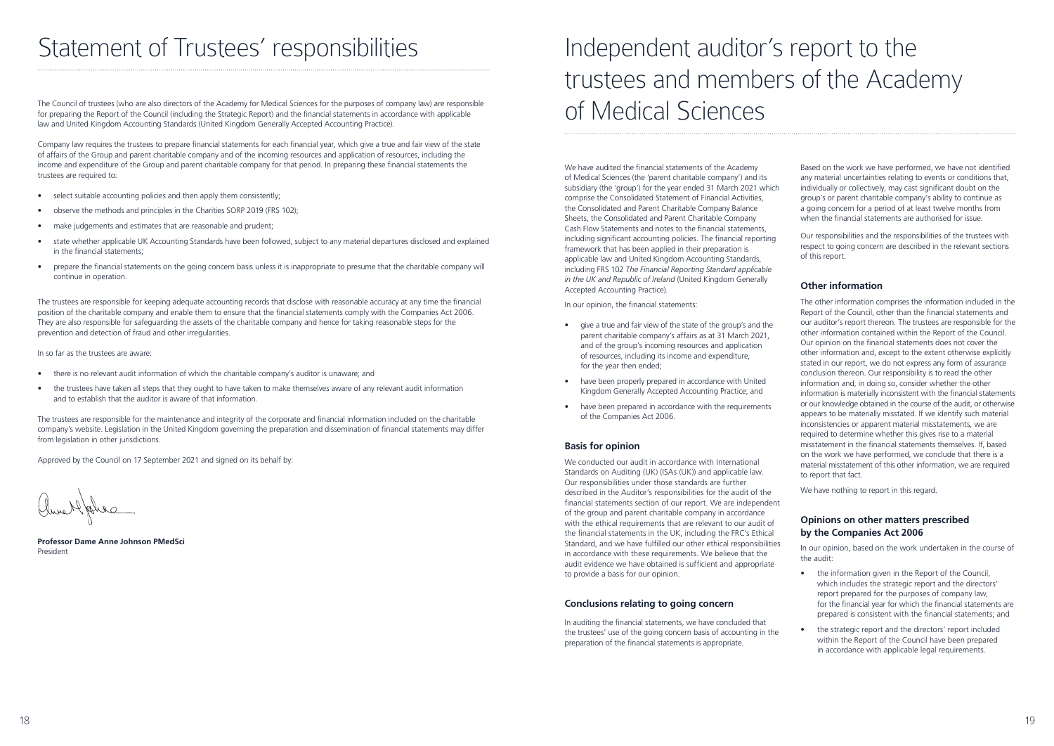# Statement of Trustees' responsibilities

The Council of trustees (who are also directors of the Academy for Medical Sciences for the purposes of company law) are responsible for preparing the Report of the Council (including the Strategic Report) and the financial statements in accordance with applicable law and United Kingdom Accounting Standards (United Kingdom Generally Accepted Accounting Practice).

Company law requires the trustees to prepare financial statements for each financial year, which give a true and fair view of the state of affairs of the Group and parent charitable company and of the incoming resources and application of resources, including the income and expenditure of the Group and parent charitable company for that period. In preparing these financial statements the trustees are required to:

- select suitable accounting policies and then apply them consistently;
- observe the methods and principles in the Charities SORP 2019 (FRS 102);
- make judgements and estimates that are reasonable and prudent;
- state whether applicable UK Accounting Standards have been followed, subject to any material departures disclosed and explained in the financial statements;
- prepare the financial statements on the going concern basis unless it is inappropriate to presume that the charitable company will continue in operation.

The trustees are responsible for keeping adequate accounting records that disclose with reasonable accuracy at any time the financial position of the charitable company and enable them to ensure that the financial statements comply with the Companies Act 2006. They are also responsible for safeguarding the assets of the charitable company and hence for taking reasonable steps for the prevention and detection of fraud and other irregularities.

In so far as the trustees are aware:

- there is no relevant audit information of which the charitable company's auditor is unaware; and
- the trustees have taken all steps that they ought to have taken to make themselves aware of any relevant audit information and to establish that the auditor is aware of that information.

The trustees are responsible for the maintenance and integrity of the corporate and financial information included on the charitable company's website. Legislation in the United Kingdom governing the preparation and dissemination of financial statements may differ from legislation in other jurisdictions.

Approved by the Council on 17 September 2021 and signed on its behalf by:

**Professor Dame Anne Johnson PMedSci**
President

# Independent auditor's report to the trustees and members of the Academy of Medical Sciences

We have audited the financial statements of the Academy of Medical Sciences (the 'parent charitable company') and its subsidiary (the 'group') for the year ended 31 March 2021 which comprise the Consolidated Statement of Financial Activities, the Consolidated and Parent Charitable Company Balance Sheets, the Consolidated and Parent Charitable Company Cash Flow Statements and notes to the financial statements, including significant accounting policies. The financial reporting framework that has been applied in their preparation is applicable law and United Kingdom Accounting Standards, including FRS 102 *The Financial Reporting Standard applicable in the UK and Republic of Ireland* (United Kingdom Generally Accepted Accounting Practice).

In our opinion, the financial statements:

- give a true and fair view of the state of the group's and the parent charitable company's affairs as at 31 March 2021, and of the group's incoming resources and application of resources, including its income and expenditure, for the year then ended;
- have been properly prepared in accordance with United Kingdom Generally Accepted Accounting Practice; and
- have been prepared in accordance with the requirements of the Companies Act 2006.

### Basis for opinion

We conducted our audit in accordance with International Standards on Auditing (UK) (ISAs (UK)) and applicable law. Our responsibilities under those standards are further described in the Auditor's responsibilities for the audit of the financial statements section of our report. We are independent of the group and parent charitable company in accordance with the ethical requirements that are relevant to our audit of the financial statements in the UK, including the FRC's Ethical Standard, and we have fulfilled our other ethical responsibilities in accordance with these requirements. We believe that the audit evidence we have obtained is sufficient and appropriate to provide a basis for our opinion.

### Conclusions relating to going concern

In auditing the financial statements, we have concluded that the trustees' use of the going concern basis of accounting in the preparation of the financial statements is appropriate.

Based on the work we have performed, we have not identified any material uncertainties relating to events or conditions that, individually or collectively, may cast significant doubt on the group's or parent charitable company's ability to continue as a going concern for a period of at least twelve months from when the financial statements are authorised for issue.

Our responsibilities and the responsibilities of the trustees with respect to going concern are described in the relevant sections of this report.

### Other information

The other information comprises the information included in the Report of the Council, other than the financial statements and our auditor's report thereon. The trustees are responsible for the other information contained within the Report of the Council. Our opinion on the financial statements does not cover the other information and, except to the extent otherwise explicitly stated in our report, we do not express any form of assurance conclusion thereon. Our responsibility is to read the other information and, in doing so, consider whether the other information is materially inconsistent with the financial statements or our knowledge obtained in the course of the audit, or otherwise appears to be materially misstated. If we identify such material inconsistencies or apparent material misstatements, we are required to determine whether this gives rise to a material misstatement in the financial statements themselves. If, based on the work we have performed, we conclude that there is a material misstatement of this other information, we are required to report that fact.

We have nothing to report in this regard.

### Opinions on other matters prescribed by the Companies Act 2006

In our opinion, based on the work undertaken in the course of the audit:

- the information given in the Report of the Council, which includes the strategic report and the directors' report prepared for the purposes of company law, for the financial year for which the financial statements are prepared is consistent with the financial statements; and
- the strategic report and the directors' report included within the Report of the Council have been prepared in accordance with applicable legal requirements.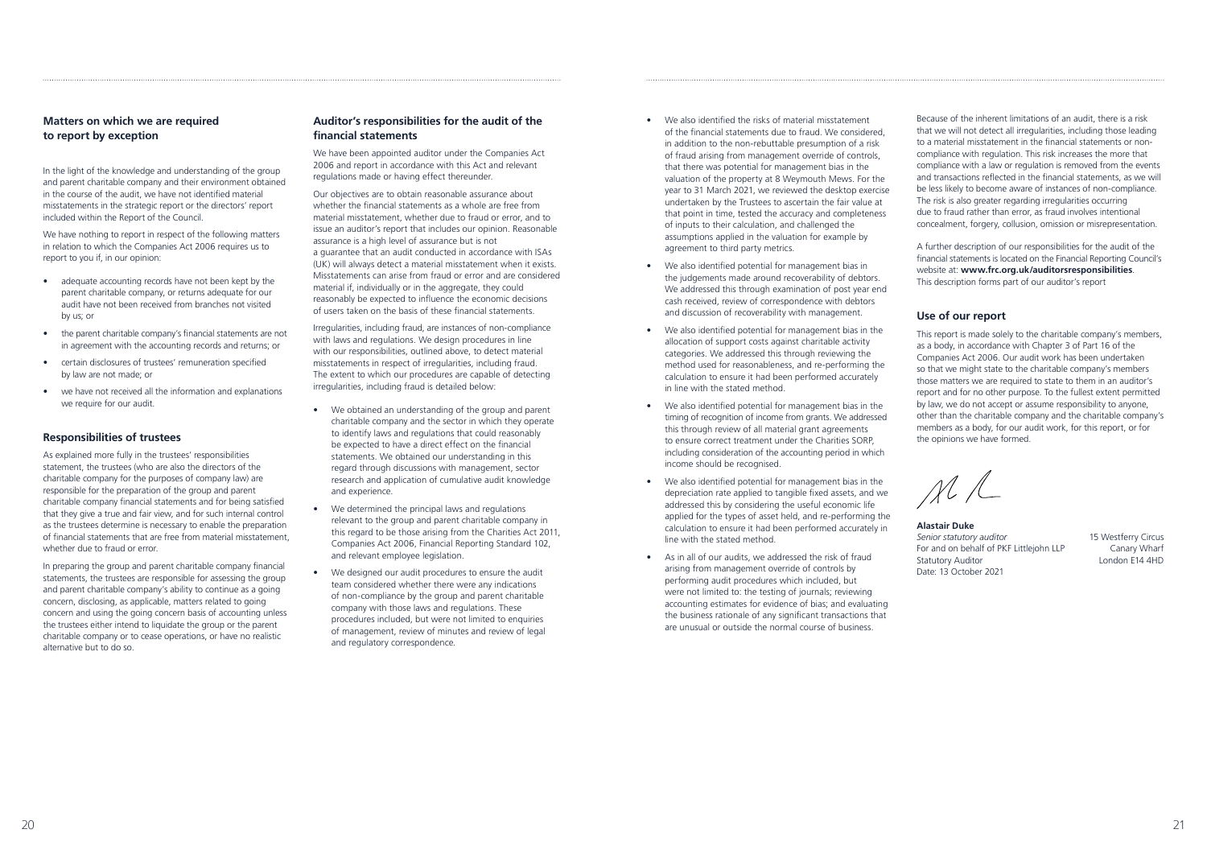## Matters on which we are required to report by exception

In the light of the knowledge and understanding of the group and parent charitable company and their environment obtained in the course of the audit, we have not identified material misstatements in the strategic report or the directors' report included within the Report of the Council.

We have nothing to report in respect of the following matters in relation to which the Companies Act 2006 requires us to report to you if, in our opinion:

- adequate accounting records have not been kept by the parent charitable company, or returns adequate for our audit have not been received from branches not visited by us; or
- the parent charitable company's financial statements are not in agreement with the accounting records and returns; or
- certain disclosures of trustees' remuneration specified by law are not made; or
- we have not received all the information and explanations we require for our audit.

## Responsibilities of trustees

As explained more fully in the trustees' responsibilities statement, the trustees (who are also the directors of the charitable company for the purposes of company law) are responsible for the preparation of the group and parent charitable company financial statements and for being satisfied that they give a true and fair view, and for such internal control as the trustees determine is necessary to enable the preparation of financial statements that are free from material misstatement, whether due to fraud or error.

In preparing the group and parent charitable company financial statements, the trustees are responsible for assessing the group and parent charitable company's ability to continue as a going concern, disclosing, as applicable, matters related to going concern and using the going concern basis of accounting unless the trustees either intend to liquidate the group or the parent charitable company or to cease operations, or have no realistic alternative but to do so.

## Auditor's responsibilities for the audit of the financial statements

We have been appointed auditor under the Companies Act 2006 and report in accordance with this Act and relevant regulations made or having effect thereunder.

Our objectives are to obtain reasonable assurance about whether the financial statements as a whole are free from material misstatement, whether due to fraud or error, and to issue an auditor's report that includes our opinion. Reasonable assurance is a high level of assurance but is not a guarantee that an audit conducted in accordance with ISAs (UK) will always detect a material misstatement when it exists. Misstatements can arise from fraud or error and are considered material if, individually or in the aggregate, they could reasonably be expected to influence the economic decisions of users taken on the basis of these financial statements.

Irregularities, including fraud, are instances of non-compliance with laws and regulations. We design procedures in line with our responsibilities, outlined above, to detect material misstatements in respect of irregularities, including fraud. The extent to which our procedures are capable of detecting irregularities, including fraud is detailed below:

- We obtained an understanding of the group and parent charitable company and the sector in which they operate to identify laws and regulations that could reasonably be expected to have a direct effect on the financial statements. We obtained our understanding in this regard through discussions with management, sector research and application of cumulative audit knowledge and experience.
- We determined the principal laws and regulations relevant to the group and parent charitable company in this regard to be those arising from the Charities Act 2011, Companies Act 2006, Financial Reporting Standard 102, and relevant employee legislation.
- We designed our audit procedures to ensure the audit team considered whether there were any indications of non-compliance by the group and parent charitable company with those laws and regulations. These procedures included, but were not limited to enquiries of management, review of minutes and review of legal and regulatory correspondence.
- We also identified the risks of material misstatement of the financial statements due to fraud. We considered, in addition to the non-rebuttable presumption of a risk of fraud arising from management override of controls, that there was potential for management bias in the valuation of the property at 8 Weymouth Mews. For the year to 31 March 2021, we reviewed the desktop exercise undertaken by the Trustees to ascertain the fair value at that point in time, tested the accuracy and completeness of inputs to their calculation, and challenged the assumptions applied in the valuation for example by agreement to third party metrics.
- We also identified potential for management bias in the judgements made around recoverability of debtors. We addressed this through examination of post year end cash received, review of correspondence with debtors and discussion of recoverability with management.
- We also identified potential for management bias in the allocation of support costs against charitable activity categories. We addressed this through reviewing the method used for reasonableness, and re-performing the calculation to ensure it had been performed accurately in line with the stated method.
- We also identified potential for management bias in the timing of recognition of income from grants. We addressed this through review of all material grant agreements to ensure correct treatment under the Charities SORP, including consideration of the accounting period in which income should be recognised.
- We also identified potential for management bias in the depreciation rate applied to tangible fixed assets, and we addressed this by considering the useful economic life applied for the types of asset held, and re-performing the calculation to ensure it had been performed accurately in line with the stated method.
- As in all of our audits, we addressed the risk of fraud arising from management override of controls by performing audit procedures which included, but were not limited to: the testing of journals; reviewing accounting estimates for evidence of bias; and evaluating the business rationale of any significant transactions that are unusual or outside the normal course of business.

Because of the inherent limitations of an audit, there is a risk that we will not detect all irregularities, including those leading to a material misstatement in the financial statements or non-compliance with regulation. This risk increases the more that compliance with a law or regulation is removed from the events and transactions reflected in the financial statements, as we will be less likely to become aware of instances of non-compliance. The risk is also greater regarding irregularities occurring due to fraud rather than error, as fraud involves intentional concealment, forgery, collusion, omission or misrepresentation.

A further description of our responsibilities for the audit of the financial statements is located on the Financial Reporting Council's website at: **www.frc.org.uk/auditorsresponsibilities**. This description forms part of our auditor's report

## Use of our report

This report is made solely to the charitable company's members, as a body, in accordance with Chapter 3 of Part 16 of the Companies Act 2006. Our audit work has been undertaken so that we might state to the charitable company's members those matters we are required to state to them in an auditor's report and for no other purpose. To the fullest extent permitted by law, we do not accept or assume responsibility to anyone, other than the charitable company and the charitable company's members as a body, for our audit work, for this report, or for the opinions we have formed.

**Alastair Duke**
*Senior statutory auditor*
For and on behalf of PKF Littlejohn LLP
Statutory Auditor
Date: 13 October 2021

15 Westferry Circus
Canary Wharf
London E14 4HD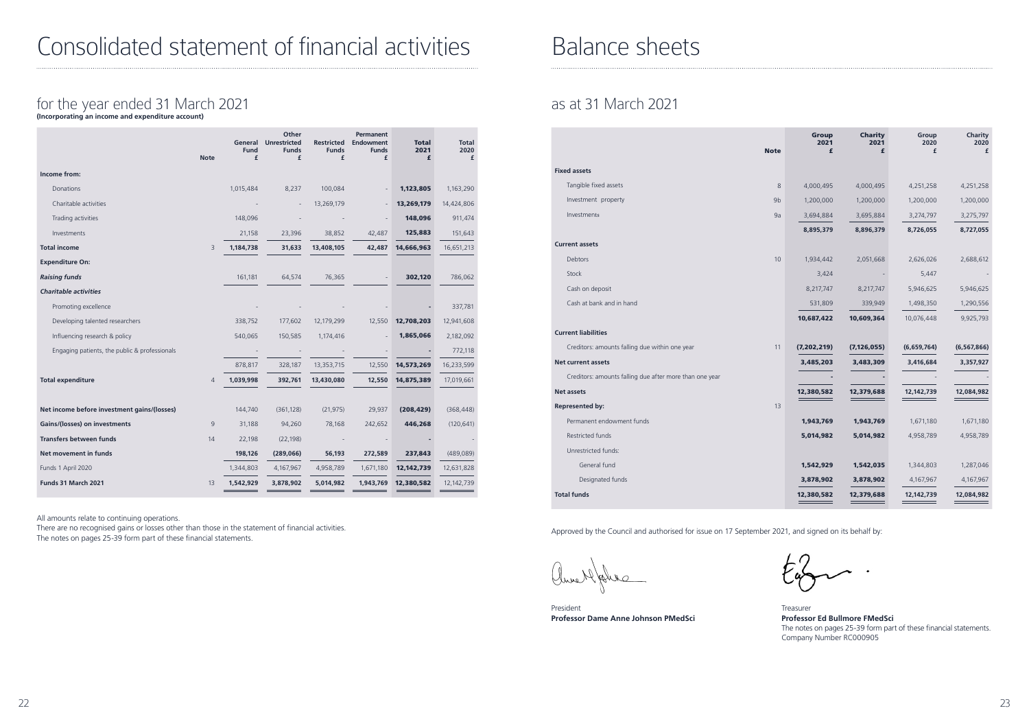# Consolidated statement of financial activities

## for the year ended 31 March 2021

**(Incorporating an income and expenditure account)**

| | Note | General Fund £ | Other Unrestricted Funds £ | Restricted Funds £ | Permanent Endowment Funds £ | Total 2021 £ | Total 2020 £ |
|---|---|---|---|---|---|---|---|
| **Income from:** | | | | | | | |
| Donations | | 1,015,484 | 8,237 | 100,084 | - | **1,123,805** | 1,163,290 |
| Charitable activities | | - | - | 13,269,179 | - | **13,269,179** | 14,424,806 |
| Trading activities | | 148,096 | - | - | - | **148,096** | 911,474 |
| Investments | | 21,158 | 23,396 | 38,852 | 42,487 | **125,883** | 151,643 |
| **Total income** | 3 | **1,184,738** | **31,633** | **13,408,105** | **42,487** | **14,666,963** | 16,651,213 |
| **Expenditure On:** | | | | | | | |
| ***Raising funds*** | | 161,181 | 64,574 | 76,365 | - | **302,120** | 786,062 |
| ***Charitable activities*** | | | | | | | |
| Promoting excellence | | - | - | - | - | **-** | 337,781 |
| Developing talented researchers | | 338,752 | 177,602 | 12,179,299 | 12,550 | **12,708,203** | 12,941,608 |
| Influencing research & policy | | 540,065 | 150,585 | 1,174,416 | - | **1,865,066** | 2,182,092 |
| Engaging patients, the public & professionals | | - | - | - | - | **-** | 772,118 |
| | | 878,817 | 328,187 | 13,353,715 | 12,550 | **14,573,269** | 16,233,599 |
| **Total expenditure** | 4 | **1,039,998** | **392,761** | **13,430,080** | **12,550** | **14,875,389** | 17,019,661 |
| **Net income before investment gains/(losses)** | | 144,740 | (361,128) | (21,975) | 29,937 | **(208,429)** | (368,448) |
| **Gains/(losses) on investments** | 9 | 31,188 | 94,260 | 78,168 | 242,652 | **446,268** | (120,641) |
| **Transfers between funds** | 14 | 22,198 | (22,198) | - | - | **-** | - |
| **Net movement in funds** | | **198,126** | **(289,066)** | **56,193** | **272,589** | **237,843** | (489,089) |
| Funds 1 April 2020 | | 1,344,803 | 4,167,967 | 4,958,789 | 1,671,180 | **12,142,739** | 12,631,828 |
| **Funds 31 March 2021** | 13 | **1,542,929** | **3,878,902** | **5,014,982** | **1,943,769** | **12,380,582** | 12,142,739 |

All amounts relate to continuing operations.

There are no recognised gains or losses other than those in the statement of financial activities.

The notes on pages 25-39 form part of these financial statements.

# Balance sheets

## as at 31 March 2021

| | Note | Group 2021 £ | Charity 2021 £ | Group 2020 £ | Charity 2020 £ |
|---|---|---|---|---|---|
| **Fixed assets** | | | | | |
| Tangible fixed assets | 8 | 4,000,495 | 4,000,495 | 4,251,258 | 4,251,258 |
| Investment property | 9b | 1,200,000 | 1,200,000 | 1,200,000 | 1,200,000 |
| Investments | 9a | 3,694,884 | 3,695,884 | 3,274,797 | 3,275,797 |
| | | **8,895,379** | **8,896,379** | **8,726,055** | **8,727,055** |
| **Current assets** | | | | | |
| Debtors | 10 | 1,934,442 | 2,051,668 | 2,626,026 | 2,688,612 |
| Stock | | 3,424 | - | 5,447 | - |
| Cash on deposit | | 8,217,747 | 8,217,747 | 5,946,625 | 5,946,625 |
| Cash at bank and in hand | | 531,809 | 339,949 | 1,498,350 | 1,290,556 |
| | | **10,687,422** | **10,609,364** | 10,076,448 | 9,925,793 |
| **Current liabilities** | | | | | |
| Creditors: amounts falling due within one year | 11 | **(7,202,219)** | **(7,126,055)** | **(6,659,764)** | **(6,567,866)** |
| **Net current assets** | | **3,485,203** | **3,483,309** | **3,416,684** | **3,357,927** |
| Creditors: amounts falling due after more than one year | | **-** | **-** | - | - |
| **Net assets** | | **12,380,582** | **12,379,688** | **12,142,739** | **12,084,982** |
| **Represented by:** | 13 | | | | |
| Permanent endowment funds | | **1,943,769** | **1,943,769** | 1,671,180 | 1,671,180 |
| Restricted funds | | **5,014,982** | **5,014,982** | 4,958,789 | 4,958,789 |
| Unrestricted funds: | | | | | |
| General fund | | **1,542,929** | **1,542,035** | 1,344,803 | 1,287,046 |
| Designated funds | | **3,878,902** | **3,878,902** | 4,167,967 | 4,167,967 |
| **Total funds** | | **12,380,582** | **12,379,688** | **12,142,739** | **12,084,982** |

Approved by the Council and authorised for issue on 17 September 2021, and signed on its behalf by:

President
**Professor Dame Anne Johnson PMedSci**

Treasurer
**Professor Ed Bullmore FMedSci**

The notes on pages 25-39 form part of these financial statements.
Company Number RC000905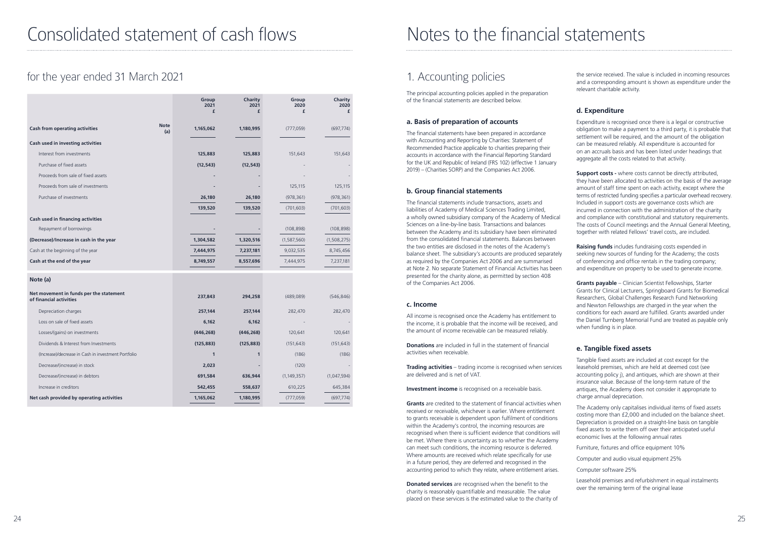# Consolidated statement of cash flows

## for the year ended 31 March 2021

| | Note | Group 2021 £ | Charity 2021 £ | Group 2020 £ | Charity 2020 £ |
|---|---|---|---|---|---|
| **Cash from operating activities** | **Note (a)** | **1,165,062** | **1,180,995** | (777,059) | (697,774) |
| **Cash used in investing activities** | | | | | |
| Interest from investments | | **125,883** | **125,883** | 151,643 | 151,643 |
| Purchase of fixed assets | | **(12,543)** | **(12,543)** | - | - |
| Proceeds from sale of fixed assets | | **-** | **-** | - | - |
| Proceeds from sale of investments | | **-** | **-** | 125,115 | 125,115 |
| Purchase of investments | | **26,180** | **26,180** | (978,361) | (978,361) |
| | | **139,520** | **139,520** | (701,603) | (701,603) |
| **Cash used in financing activities** | | | | | |
| Repayment of borrowings | | **-** | **-** | (108,898) | (108,898) |
| **(Decrease)/Increase in cash in the year** | | **1,304,582** | **1,320,516** | (1,587,560) | (1,508,275) |
| Cash at the beginning of the year | | **7,444,975** | **7,237,181** | 9,032,535 | 8,745,456 |
| **Cash at the end of the year** | | **8,749,557** | **8,557,696** | 7,444,975 | 7,237,181 |

**Note (a)**

| | Group 2021 £ | Charity 2021 £ | Group 2020 £ | Charity 2020 £ |
|---|---|---|---|---|
| **Net movement in funds per the statement of financial activities** | **237,843** | **294,258** | (489,089) | (546,846) |
| Depreciation charges | **257,144** | **257,144** | 282,470 | 282,470 |
| Loss on sale of fixed assets | **6,162** | **6,162** | - | - |
| Losses/(gains) on investments | **(446,268)** | **(446,268)** | 120,641 | 120,641 |
| Dividends & Interest from Investments | **(125,883)** | **(125,883)** | (151,643) | (151,643) |
| (Increase)/decrease in Cash in investment Portfolio | **1** | **1** | (186) | (186) |
| Decrease/(increase) in stock | **2,023** | **-** | (120) | - |
| Decrease/(increase) in debtors | **691,584** | **636,944** | (1,149,357) | (1,047,594) |
| Increase in creditors | **542,455** | **558,637** | 610,225 | 645,384 |
| **Net cash provided by operating activities** | **1,165,062** | **1,180,995** | (777,059) | (697,774) |

# Notes to the financial statements

## 1. Accounting policies

The principal accounting policies applied in the preparation of the financial statements are described below.

### a. Basis of preparation of accounts

The financial statements have been prepared in accordance with Accounting and Reporting by Charities: Statement of Recommended Practice applicable to charities preparing their accounts in accordance with the Financial Reporting Standard for the UK and Republic of Ireland (FRS 102) (effective 1 January 2019) – (Charities SORP) and the Companies Act 2006.

### b. Group financial statements

The financial statements include transactions, assets and liabilities of Academy of Medical Sciences Trading Limited, a wholly owned subsidiary company of the Academy of Medical Sciences on a line-by-line basis. Transactions and balances between the Academy and its subsidiary have been eliminated from the consolidated financial statements. Balances between the two entities are disclosed in the notes of the Academy's balance sheet. The subsidiary's accounts are produced separately as required by the Companies Act 2006 and are summarised at Note 2. No separate Statement of Financial Activities has been presented for the charity alone, as permitted by section 408 of the Companies Act 2006.

### c. Income

All income is recognised once the Academy has entitlement to the income, it is probable that the income will be received, and the amount of income receivable can be measured reliably.

**Donations** are included in full in the statement of financial activities when receivable.

**Trading activities** – trading income is recognised when services are delivered and is net of VAT.

**Investment income** is recognised on a receivable basis.

**Grants** are credited to the statement of financial activities when received or receivable, whichever is earlier. Where entitlement to grants receivable is dependent upon fulfilment of conditions within the Academy's control, the incoming resources are recognised when there is sufficient evidence that conditions will be met. Where there is uncertainty as to whether the Academy can meet such conditions, the incoming resource is deferred. Where amounts are received which relate specifically for use in a future period, they are deferred and recognised in the accounting period to which they relate, where entitlement arises.

**Donated services** are recognised when the benefit to the charity is reasonably quantifiable and measurable. The value placed on these services is the estimated value to the charity of the service received. The value is included in incoming resources and a corresponding amount is shown as expenditure under the relevant charitable activity.

### d. Expenditure

Expenditure is recognised once there is a legal or constructive obligation to make a payment to a third party, it is probable that settlement will be required, and the amount of the obligation can be measured reliably. All expenditure is accounted for on an accruals basis and has been listed under headings that aggregate all the costs related to that activity.

**Support costs -** where costs cannot be directly attributed, they have been allocated to activities on the basis of the average amount of staff time spent on each activity, except where the terms of restricted funding specifies a particular overhead recovery. Included in support costs are governance costs which are incurred in connection with the administration of the charity and compliance with constitutional and statutory requirements. The costs of Council meetings and the Annual General Meeting, together with related Fellows' travel costs, are included.

**Raising funds** includes fundraising costs expended in seeking new sources of funding for the Academy; the costs of conferencing and office rentals in the trading company; and expenditure on property to be used to generate income.

**Grants payable** – Clinician Scientist Fellowships, Starter Grants for Clinical Lecturers, Springboard Grants for Biomedical Researchers, Global Challenges Research Fund Networking and Newton Fellowships are charged in the year when the conditions for each award are fulfilled. Grants awarded under the Daniel Turnberg Memorial Fund are treated as payable only when funding is in place.

### e. Tangible fixed assets

Tangible fixed assets are included at cost except for the leasehold premises, which are held at deemed cost (see accounting policy j), and antiques, which are shown at their insurance value. Because of the long-term nature of the antiques, the Academy does not consider it appropriate to charge annual depreciation.

The Academy only capitalises individual items of fixed assets costing more than £2,000 and included on the balance sheet. Depreciation is provided on a straight-line basis on tangible fixed assets to write them off over their anticipated useful economic lives at the following annual rates

Furniture, fixtures and office equipment 10%

Computer and audio visual equipment 25%

Computer software 25%

Leasehold premises and refurbishment in equal instalments over the remaining term of the original lease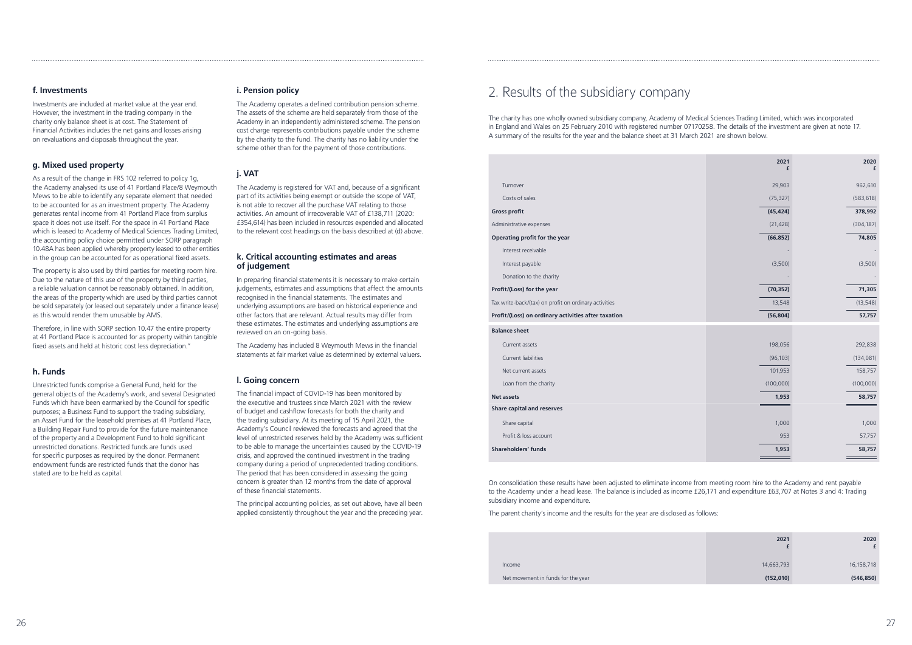### f. Investments

Investments are included at market value at the year end. However, the investment in the trading company in the charity only balance sheet is at cost. The Statement of Financial Activities includes the net gains and losses arising on revaluations and disposals throughout the year.

### g. Mixed used property

As a result of the change in FRS 102 referred to policy 1g, the Academy analysed its use of 41 Portland Place/8 Weymouth Mews to be able to identify any separate element that needed to be accounted for as an investment property. The Academy generates rental income from 41 Portland Place from surplus space it does not use itself. For the space in 41 Portland Place which is leased to Academy of Medical Sciences Trading Limited, the accounting policy choice permitted under SORP paragraph 10.48A has been applied whereby property leased to other entities in the group can be accounted for as operational fixed assets.

The property is also used by third parties for meeting room hire. Due to the nature of this use of the property by third parties, a reliable valuation cannot be reasonably obtained. In addition, the areas of the property which are used by third parties cannot be sold separately (or leased out separately under a finance lease) as this would render them unusable by AMS.

Therefore, in line with SORP section 10.47 the entire property at 41 Portland Place is accounted for as property within tangible fixed assets and held at historic cost less depreciation."

### h. Funds

Unrestricted funds comprise a General Fund, held for the general objects of the Academy's work, and several Designated Funds which have been earmarked by the Council for specific purposes; a Business Fund to support the trading subsidiary, an Asset Fund for the leasehold premises at 41 Portland Place, a Building Repair Fund to provide for the future maintenance of the property and a Development Fund to hold significant unrestricted donations. Restricted funds are funds used for specific purposes as required by the donor. Permanent endowment funds are restricted funds that the donor has stated are to be held as capital.

### i. Pension policy

The Academy operates a defined contribution pension scheme. The assets of the scheme are held separately from those of the Academy in an independently administered scheme. The pension cost charge represents contributions payable under the scheme by the charity to the fund. The charity has no liability under the scheme other than for the payment of those contributions.

### j. VAT

The Academy is registered for VAT and, because of a significant part of its activities being exempt or outside the scope of VAT, is not able to recover all the purchase VAT relating to those activities. An amount of irrecoverable VAT of £138,711 (2020: £354,614) has been included in resources expended and allocated to the relevant cost headings on the basis described at (d) above.

### k. Critical accounting estimates and areas of judgement

In preparing financial statements it is necessary to make certain judgements, estimates and assumptions that affect the amounts recognised in the financial statements. The estimates and underlying assumptions are based on historical experience and other factors that are relevant. Actual results may differ from these estimates. The estimates and underlying assumptions are reviewed on an on-going basis.

The Academy has included 8 Weymouth Mews in the financial statements at fair market value as determined by external valuers.

### l. Going concern

The financial impact of COVID-19 has been monitored by the executive and trustees since March 2021 with the review of budget and cashflow forecasts for both the charity and the trading subsidiary. At its meeting of 15 April 2021, the Academy's Council reviewed the forecasts and agreed that the level of unrestricted reserves held by the Academy was sufficient to be able to manage the uncertainties caused by the COVID-19 crisis, and approved the continued investment in the trading company during a period of unprecedented trading conditions. The period that has been considered in assessing the going concern is greater than 12 months from the date of approval of these financial statements.

The principal accounting policies, as set out above, have all been applied consistently throughout the year and the preceding year.

# 2. Results of the subsidiary company

The charity has one wholly owned subsidiary company, Academy of Medical Sciences Trading Limited, which was incorporated in England and Wales on 25 February 2010 with registered number 07170258. The details of the investment are given at note 17. A summary of the results for the year and the balance sheet at 31 March 2021 are shown below.

| | 2021 £ | 2020 £ |
|---|---|---|
| Turnover | 29,903 | 962,610 |
| Costs of sales | (75,327) | (583,618) |
| **Gross profit** | **(45,424)** | **378,992** |
| Administrative expenses | (21,428) | (304,187) |
| **Operating profit for the year** | **(66,852)** | **74,805** |
| Interest receivable | - | - |
| Interest payable | (3,500) | (3,500) |
| Donation to the charity | - | - |
| **Profit/(Loss) for the year** | **(70,352)** | **71,305** |
| Tax write-back/(tax) on profit on ordinary activities | 13,548 | (13,548) |
| **Profit/(Loss) on ordinary activities after taxation** | **(56,804)** | **57,757** |
| **Balance sheet** | | |
| Current assets | 198,056 | 292,838 |
| Current liabilities | (96,103) | (134,081) |
| Net current assets | 101,953 | 158,757 |
| Loan from the charity | (100,000) | (100,000) |
| **Net assets** | **1,953** | **58,757** |
| **Share capital and reserves** | | |
| Share capital | 1,000 | 1,000 |
| Profit & loss account | 953 | 57,757 |
| **Shareholders' funds** | **1,953** | **58,757** |

On consolidation these results have been adjusted to eliminate income from meeting room hire to the Academy and rent payable to the Academy under a head lease. The balance is included as income £26,171 and expenditure £63,707 at Notes 3 and 4: Trading subsidiary income and expenditure.

The parent charity's income and the results for the year are disclosed as follows:

| | 2021 £ | 2020 £ |
|---|---|---|
| Income | 14,663,793 | 16,158,718 |
| Net movement in funds for the year | **(152,010)** | **(546,850)** |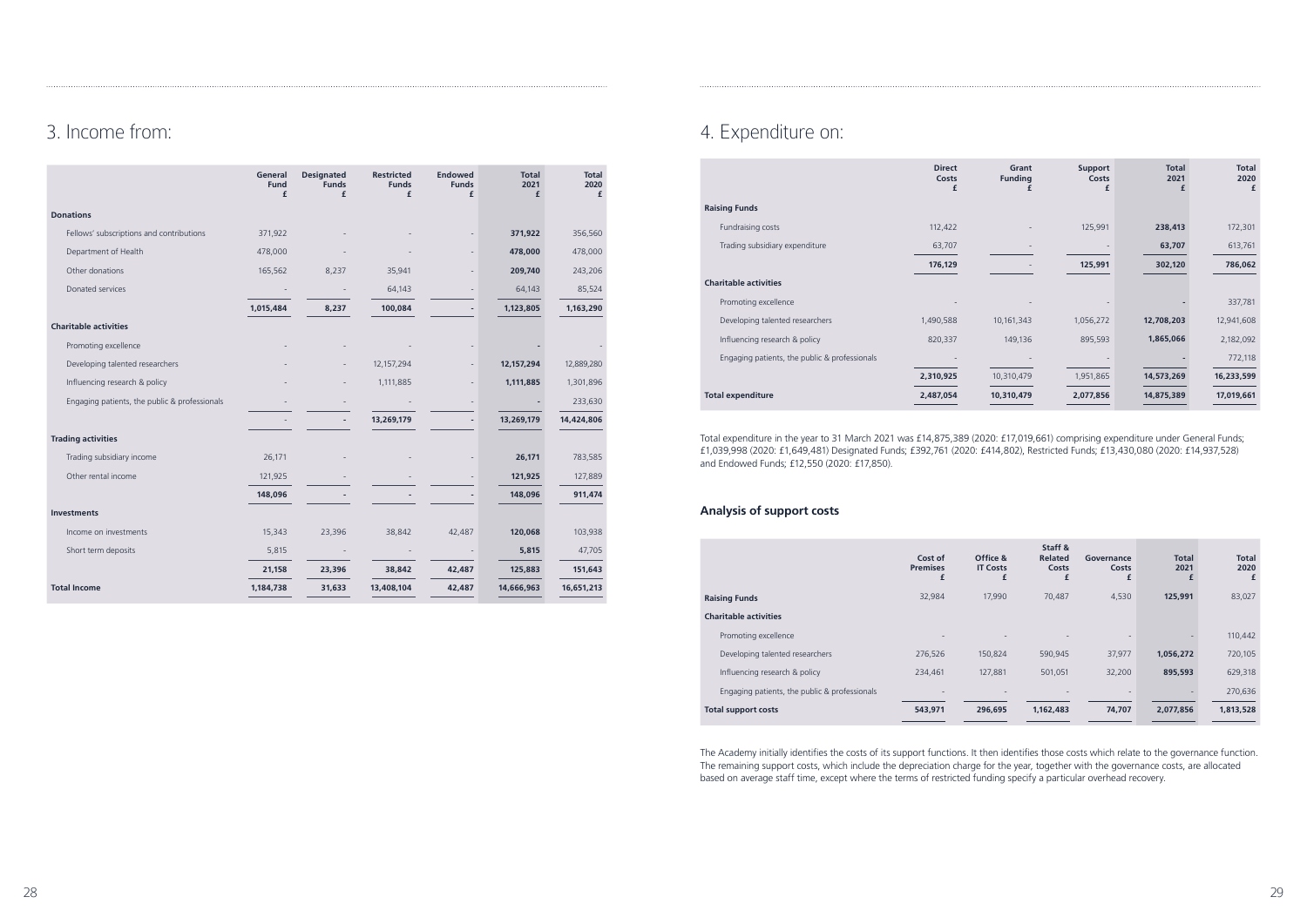# 3. Income from:

| | General Fund £ | Designated Funds £ | Restricted Funds £ | Endowed Funds £ | Total 2021 £ | Total 2020 £ |
|---|---|---|---|---|---|---|
| **Donations** | | | | | | |
| Fellows' subscriptions and contributions | 371,922 | - | - | - | **371,922** | 356,560 |
| Department of Health | 478,000 | - | - | - | **478,000** | 478,000 |
| Other donations | 165,562 | 8,237 | 35,941 | - | **209,740** | 243,206 |
| Donated services | - | - | 64,143 | - | 64,143 | 85,524 |
| | **1,015,484** | **8,237** | **100,084** | **-** | **1,123,805** | **1,163,290** |
| **Charitable activities** | | | | | | |
| Promoting excellence | - | - | - | - | **-** | - |
| Developing talented researchers | - | - | 12,157,294 | - | **12,157,294** | 12,889,280 |
| Influencing research & policy | - | - | 1,111,885 | - | **1,111,885** | 1,301,896 |
| Engaging patients, the public & professionals | - | - | - | - | **-** | 233,630 |
| | - | **-** | **13,269,179** | **-** | **13,269,179** | **14,424,806** |
| **Trading activities** | | | | | | |
| Trading subsidiary income | 26,171 | - | - | - | **26,171** | 783,585 |
| Other rental income | 121,925 | - | - | - | **121,925** | 127,889 |
| | **148,096** | **-** | **-** | **-** | **148,096** | **911,474** |
| **Investments** | | | | | | |
| Income on investments | 15,343 | 23,396 | 38,842 | 42,487 | **120,068** | 103,938 |
| Short term deposits | 5,815 | - | - | - | **5,815** | 47,705 |
| | **21,158** | **23,396** | **38,842** | **42,487** | **125,883** | **151,643** |
| **Total Income** | **1,184,738** | **31,633** | **13,408,104** | **42,487** | **14,666,963** | **16,651,213** |

# 4. Expenditure on:

| | Direct Costs £ | Grant Funding £ | Support Costs £ | Total 2021 £ | Total 2020 £ |
|---|---|---|---|---|---|
| **Raising Funds** | | | | | |
| Fundraising costs | 112,422 | - | 125,991 | **238,413** | 172,301 |
| Trading subsidiary expenditure | 63,707 | - | - | **63,707** | 613,761 |
| | **176,129** | - | **125,991** | **302,120** | **786,062** |
| **Charitable activities** | | | | | |
| Promoting excellence | - | - | - | **-** | 337,781 |
| Developing talented researchers | 1,490,588 | 10,161,343 | 1,056,272 | **12,708,203** | 12,941,608 |
| Influencing research & policy | 820,337 | 149,136 | 895,593 | **1,865,066** | 2,182,092 |
| Engaging patients, the public & professionals | - | - | - | **-** | 772,118 |
| | **2,310,925** | **10,310,479** | **1,951,865** | **14,573,269** | **16,233,599** |
| **Total expenditure** | **2,487,054** | **10,310,479** | **2,077,856** | **14,875,389** | **17,019,661** |

Total expenditure in the year to 31 March 2021 was £14,875,389 (2020: £17,019,661) comprising expenditure under General Funds; £1,039,998 (2020: £1,649,481) Designated Funds; £392,761 (2020: £414,802), Restricted Funds; £13,430,080 (2020: £14,937,528) and Endowed Funds; £12,550 (2020: £17,850).

### Analysis of support costs

| | Cost of Premises £ | Office & IT Costs £ | Staff & Related Costs £ | Governance Costs £ | Total 2021 £ | Total 2020 £ |
|---|---|---|---|---|---|---|
| **Raising Funds** | 32,984 | 17,990 | 70,487 | 4,530 | **125,991** | 83,027 |
| **Charitable activities** | | | | | | |
| Promoting excellence | - | - | - | - | - | 110,442 |
| Developing talented researchers | 276,526 | 150,824 | 590,945 | 37,977 | **1,056,272** | 720,105 |
| Influencing research & policy | 234,461 | 127,881 | 501,051 | 32,200 | **895,593** | 629,318 |
| Engaging patients, the public & professionals | - | - | - | - | - | 270,636 |
| **Total support costs** | **543,971** | **296,695** | **1,162,483** | **74,707** | **2,077,856** | **1,813,528** |

The Academy initially identifies the costs of its support functions. It then identifies those costs which relate to the governance function. The remaining support costs, which include the depreciation charge for the year, together with the governance costs, are allocated based on average staff time, except where the terms of restricted funding specify a particular overhead recovery.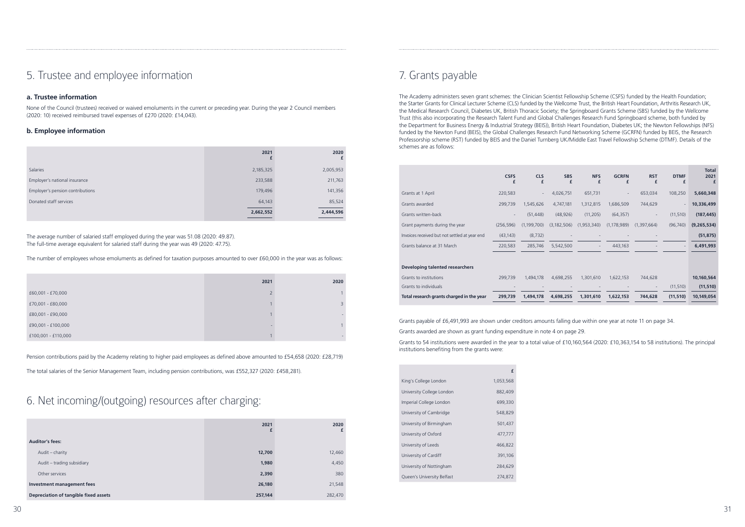# 5. Trustee and employee information

### a. Trustee information

None of the Council (trustees) received or waived emoluments in the current or preceding year. During the year 2 Council members (2020: 10) received reimbursed travel expenses of £270 (2020: £14,043).

### b. Employee information

| | 2021 £ | 2020 £ |
|---|---|---|
| Salaries | 2,185,325 | 2,005,953 |
| Employer's national insurance | 233,588 | 211,763 |
| Employer's pension contributions | 179,496 | 141,356 |
| Donated staff services | 64,143 | 85,524 |
| | 2,662,552 | 2,444,596 |

The average number of salaried staff employed during the year was 51.08 (2020: 49.87).
The full-time average equivalent for salaried staff during the year was 49 (2020: 47.75).

The number of employees whose emoluments as defined for taxation purposes amounted to over £60,000 in the year was as follows:

| | 2021 | 2020 |
|---|---|---|
| £60,001 - £70,000 | 2 | 1 |
| £70,001 - £80,000 | 1 | 3 |
| £80,001 - £90,000 | 1 | - |
| £90,001 - £100,000 | - | 1 |
| £100,001 - £110,000 | 1 | - |

Pension contributions paid by the Academy relating to higher paid employees as defined above amounted to £54,658 (2020: £28,719)

The total salaries of the Senior Management Team, including pension contributions, was £552,327 (2020: £458,281).

# 6. Net incoming/(outgoing) resources after charging:

| | 2021 £ | 2020 £ |
|---|---|---|
| **Auditor's fees:** | | |
| Audit – charity | **12,700** | 12,460 |
| Audit – trading subsidiary | **1,980** | 4,450 |
| Other services | **2,390** | 380 |
| **Investment management fees** | **26,180** | 21,548 |
| **Depreciation of tangible fixed assets** | **257,144** | 282,470 |

# 7. Grants payable

The Academy administers seven grant schemes: the Clinician Scientist Fellowship Scheme (CSFS) funded by the Health Foundation; the Starter Grants for Clinical Lecturer Scheme (CLS) funded by the Wellcome Trust, the British Heart Foundation, Arthritis Research UK, the Medical Research Council, Diabetes UK, British Thoracic Society; the Springboard Grants Scheme (SBS) funded by the Wellcome Trust (this also incorporating the Research Talent Fund and Global Challenges Research Fund Springboard scheme, both funded by the Department for Business Energy & Industrial Strategy (BEIS)), British Heart Foundation, Diabetes UK; the Newton Fellowships (NFS) funded by the Newton Fund (BEIS), the Global Challenges Research Fund Networking Scheme (GCRFN) funded by BEIS, the Research Professorship scheme (RST) funded by BEIS and the Daniel Turnberg UK/Middle East Travel Fellowship Scheme (DTMF). Details of the schemes are as follows:

| | CSFS £ | CLS £ | SBS £ | NFS £ | GCRFN £ | RST £ | DTMF £ | Total 2021 £ |
|---|---|---|---|---|---|---|---|---|
| Grants at 1 April | 220,583 | - | 4,026,751 | 651,731 | - | 653,034 | 108,250 | **5,660,348** |
| Grants awarded | 299,739 | 1,545,626 | 4,747,181 | 1,312,815 | 1,686,509 | 744,629 | - | **10,336,499** |
| Grants written-back | - | (51,448) | (48,926) | (11,205) | (64,357) | - | (11,510) | **(187,445)** |
| Grant payments during the year | (256,596) | (1,199,700) | (3,182,506) | (1,953,340) | (1,178,989) | (1,397,664) | (96,740) | **(9,265,534)** |
| Invoices received but not settled at year end | (43,143) | (8,732) | - | - | - | - | | **(51,875)** |
| Grants balance at 31 March | 220,583 | 285,746 | 5,542,500 | - | 443,163 | - | - | **6,491,993** |
| | | | | | | | | |
| **Developing talented researchers** | | | | | | | | |
| Grants to institutions | 299,739 | 1,494,178 | 4,698,255 | 1,301,610 | 1,622,153 | 744,628 | | **10,160,564** |
| Grants to individuals | - | - | - | - | - | - | (11,510) | **(11,510)** |
| **Total research grants charged in the year** | **299,739** | **1,494,178** | **4,698,255** | **1,301,610** | **1,622,153** | **744,628** | **(11,510)** | **10,149,054** |

Grants payable of £6,491,993 are shown under creditors amounts falling due within one year at note 11 on page 34.

Grants awarded are shown as grant funding expenditure in note 4 on page 29.

Grants to 54 institutions were awarded in the year to a total value of £10,160,564 (2020: £10,363,154 to 58 institutions). The principal institutions benefiting from the grants were:

| | £ |
|---|---|
| King's College London | 1,053,568 |
| University College London | 882,409 |
| Imperial College London | 699,330 |
| University of Cambridge | 548,829 |
| University of Birmingham | 501,437 |
| University of Oxford | 477,777 |
| University of Leeds | 466,822 |
| University of Cardiff | 391,106 |
| University of Nottingham | 284,629 |
| Queen's University Belfast | 274,872 |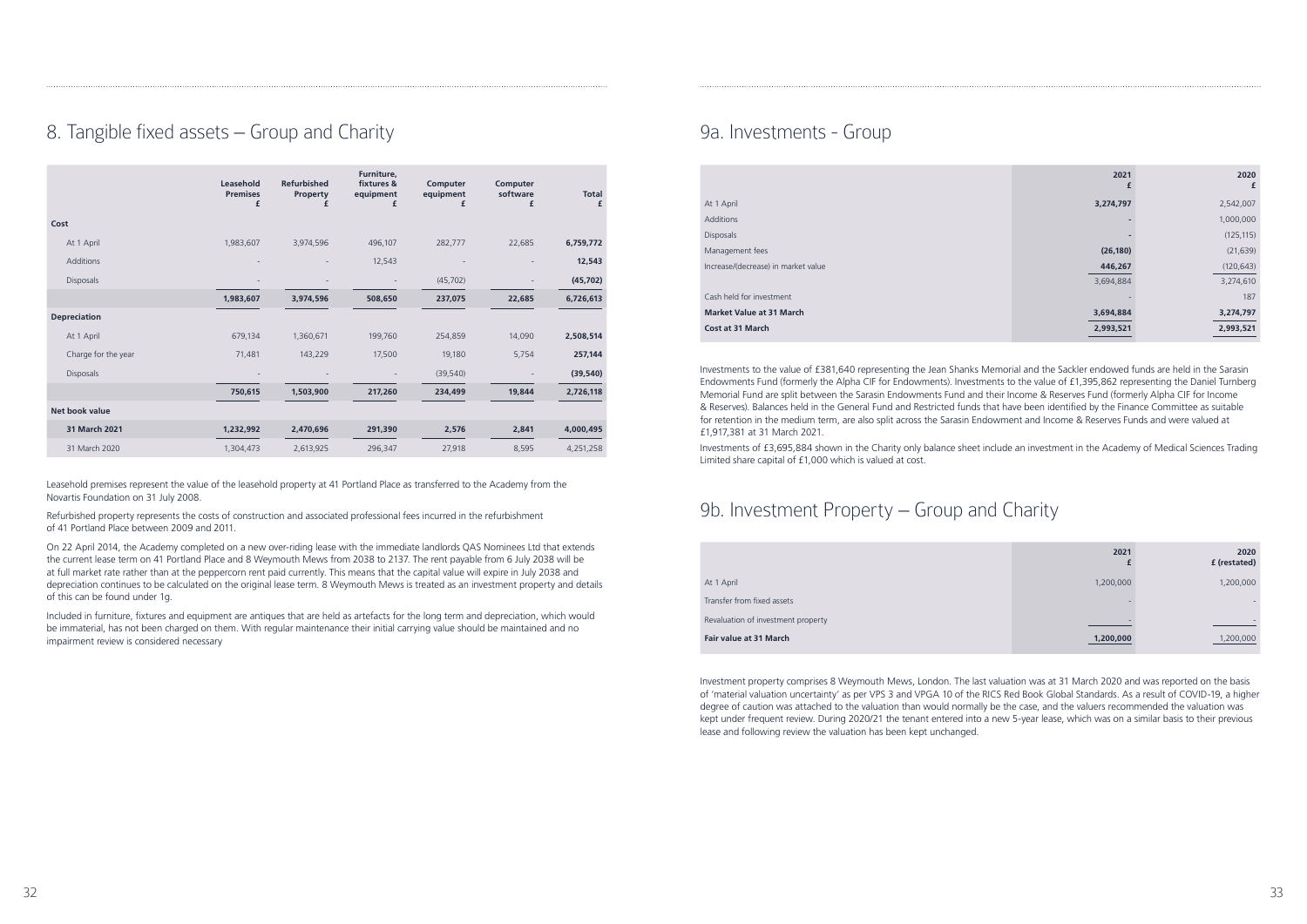## 8. Tangible fixed assets – Group and Charity

| | Leasehold Premises £ | Refurbished Property £ | Furniture, fixtures & equipment £ | Computer equipment £ | Computer software £ | Total £ |
|---|---|---|---|---|---|---|
| **Cost** | | | | | | |
| At 1 April | 1,983,607 | 3,974,596 | 496,107 | 282,777 | 22,685 | **6,759,772** |
| Additions | - | - | 12,543 | - | - | **12,543** |
| Disposals | - | - | - | (45,702) | - | **(45,702)** |
| | **1,983,607** | **3,974,596** | **508,650** | **237,075** | **22,685** | **6,726,613** |
| **Depreciation** | | | | | | |
| At 1 April | 679,134 | 1,360,671 | 199,760 | 254,859 | 14,090 | **2,508,514** |
| Charge for the year | 71,481 | 143,229 | 17,500 | 19,180 | 5,754 | **257,144** |
| Disposals | - | - | - | (39,540) | - | **(39,540)** |
| | **750,615** | **1,503,900** | **217,260** | **234,499** | **19,844** | **2,726,118** |
| **Net book value** | | | | | | |
| **31 March 2021** | **1,232,992** | **2,470,696** | **291,390** | **2,576** | **2,841** | **4,000,495** |
| 31 March 2020 | 1,304,473 | 2,613,925 | 296,347 | 27,918 | 8,595 | 4,251,258 |

Leasehold premises represent the value of the leasehold property at 41 Portland Place as transferred to the Academy from the Novartis Foundation on 31 July 2008.

Refurbished property represents the costs of construction and associated professional fees incurred in the refurbishment of 41 Portland Place between 2009 and 2011.

On 22 April 2014, the Academy completed on a new over-riding lease with the immediate landlords QAS Nominees Ltd that extends the current lease term on 41 Portland Place and 8 Weymouth Mews from 2038 to 2137. The rent payable from 6 July 2038 will be at full market rate rather than at the peppercorn rent paid currently. This means that the capital value will expire in July 2038 and depreciation continues to be calculated on the original lease term. 8 Weymouth Mews is treated as an investment property and details of this can be found under 1g.

Included in furniture, fixtures and equipment are antiques that are held as artefacts for the long term and depreciation, which would be immaterial, has not been charged on them. With regular maintenance their initial carrying value should be maintained and no impairment review is considered necessary

## 9a. Investments - Group

| | 2021 £ | 2020 £ |
|---|---|---|
| At 1 April | **3,274,797** | 2,542,007 |
| Additions | - | 1,000,000 |
| Disposals | - | (125,115) |
| Management fees | **(26,180)** | (21,639) |
| Increase/(decrease) in market value | **446,267** | (120,643) |
| | 3,694,884 | 3,274,610 |
| Cash held for investment | - | 187 |
| **Market Value at 31 March** | **3,694,884** | **3,274,797** |
| **Cost at 31 March** | **2,993,521** | **2,993,521** |

Investments to the value of £381,640 representing the Jean Shanks Memorial and the Sackler endowed funds are held in the Sarasin Endowments Fund (formerly the Alpha CIF for Endowments). Investments to the value of £1,395,862 representing the Daniel Turnberg Memorial Fund are split between the Sarasin Endowments Fund and their Income & Reserves Fund (formerly Alpha CIF for Income & Reserves). Balances held in the General Fund and Restricted funds that have been identified by the Finance Committee as suitable for retention in the medium term, are also split across the Sarasin Endowment and Income & Reserves Funds and were valued at £1,917,381 at 31 March 2021.

Investments of £3,695,884 shown in the Charity only balance sheet include an investment in the Academy of Medical Sciences Trading Limited share capital of £1,000 which is valued at cost.

## 9b. Investment Property – Group and Charity

| | 2021 £ | 2020 £ (restated) |
|---|---|---|
| At 1 April | 1,200,000 | 1,200,000 |
| Transfer from fixed assets | - | - |
| Revaluation of investment property | - | - |
| **Fair value at 31 March** | **1,200,000** | 1,200,000 |

Investment property comprises 8 Weymouth Mews, London. The last valuation was at 31 March 2020 and was reported on the basis of 'material valuation uncertainty' as per VPS 3 and VPGA 10 of the RICS Red Book Global Standards. As a result of COVID-19, a higher degree of caution was attached to the valuation than would normally be the case, and the valuers recommended the valuation was kept under frequent review. During 2020/21 the tenant entered into a new 5-year lease, which was on a similar basis to their previous lease and following review the valuation has been kept unchanged.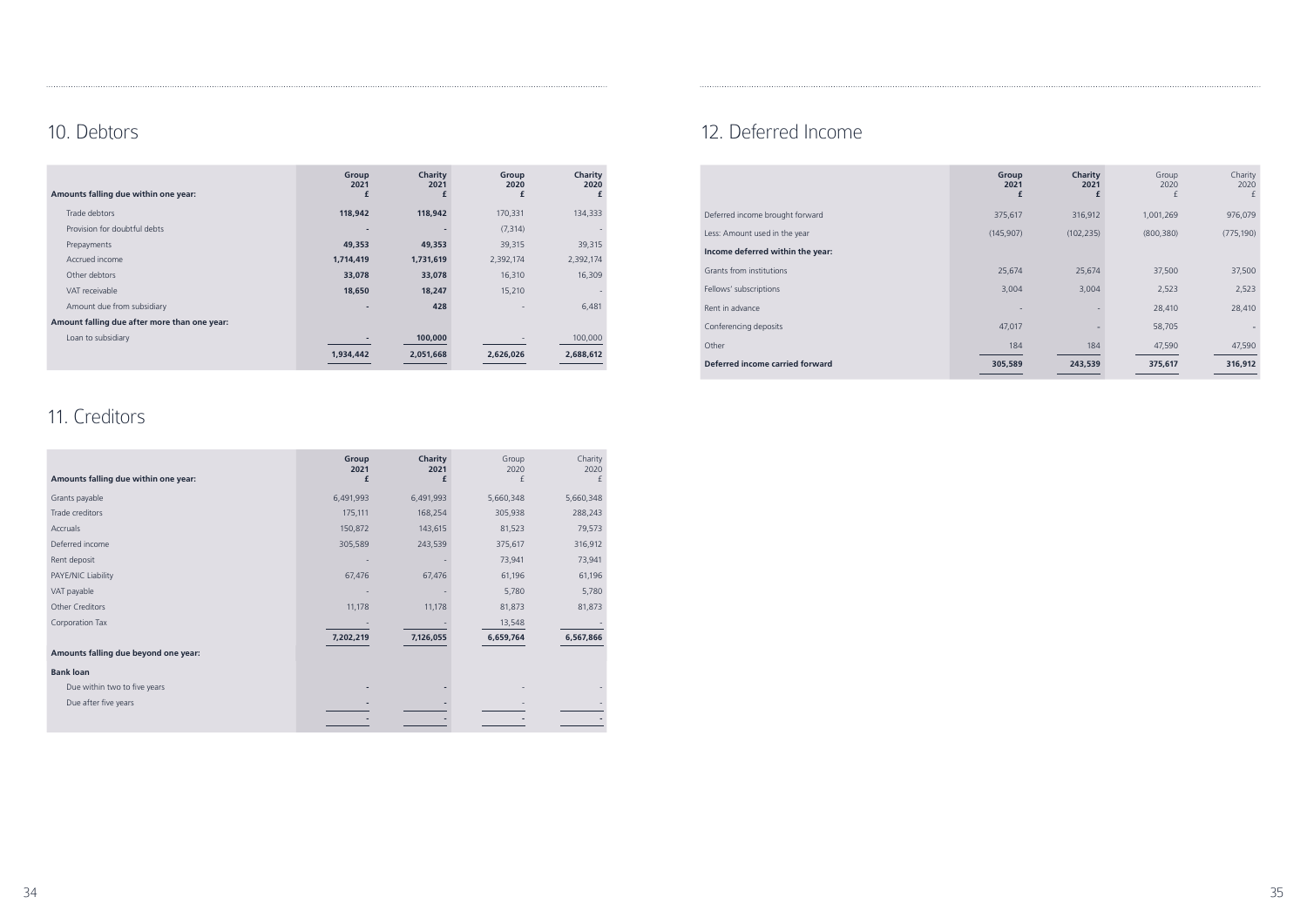## 10. Debtors

| Amounts falling due within one year: | Group 2021 £ | Charity 2021 £ | Group 2020 £ | Charity 2020 £ |
|---|---|---|---|---|
| Trade debtors | **118,942** | **118,942** | 170,331 | 134,333 |
| Provision for doubtful debts | **-** | **-** | (7,314) | - |
| Prepayments | **49,353** | **49,353** | 39,315 | 39,315 |
| Accrued income | **1,714,419** | **1,731,619** | 2,392,174 | 2,392,174 |
| Other debtors | **33,078** | **33,078** | 16,310 | 16,309 |
| VAT receivable | **18,650** | **18,247** | 15,210 | - |
| Amount due from subsidiary | **-** | **428** | - | 6,481 |
| **Amount falling due after more than one year:** | | | | |
| Loan to subsidiary | **-** | **100,000** | - | 100,000 |
| | **1,934,442** | **2,051,668** | **2,626,026** | **2,688,612** |

## 11. Creditors

| Amounts falling due within one year: | Group 2021 £ | Charity 2021 £ | Group 2020 £ | Charity 2020 £ |
|---|---|---|---|---|
| Grants payable | 6,491,993 | 6,491,993 | 5,660,348 | 5,660,348 |
| Trade creditors | 175,111 | 168,254 | 305,938 | 288,243 |
| Accruals | 150,872 | 143,615 | 81,523 | 79,573 |
| Deferred income | 305,589 | 243,539 | 375,617 | 316,912 |
| Rent deposit | - | - | 73,941 | 73,941 |
| PAYE/NIC Liability | 67,476 | 67,476 | 61,196 | 61,196 |
| VAT payable | - | - | 5,780 | 5,780 |
| Other Creditors | 11,178 | 11,178 | 81,873 | 81,873 |
| Corporation Tax | - | - | 13,548 | - |
| | **7,202,219** | **7,126,055** | **6,659,764** | **6,567,866** |
| **Amounts falling due beyond one year:** | | | | |
| **Bank loan** | | | | |
| Due within two to five years | **-** | **-** | - | - |
| Due after five years | **-** | **-** | - | - |
| | **-** | **-** | **-** | **-** |

## 12. Deferred Income

| | Group 2021 £ | Charity 2021 £ | Group 2020 £ | Charity 2020 £ |
|---|---|---|---|---|
| Deferred income brought forward | 375,617 | 316,912 | 1,001,269 | 976,079 |
| Less: Amount used in the year | (145,907) | (102,235) | (800,380) | (775,190) |
| **Income deferred within the year:** | | | | |
| Grants from institutions | 25,674 | 25,674 | 37,500 | 37,500 |
| Fellows' subscriptions | 3,004 | 3,004 | 2,523 | 2,523 |
| Rent in advance | - | - | 28,410 | 28,410 |
| Conferencing deposits | 47,017 | - | 58,705 | - |
| Other | 184 | 184 | 47,590 | 47,590 |
| **Deferred income carried forward** | **305,589** | **243,539** | **375,617** | **316,912** |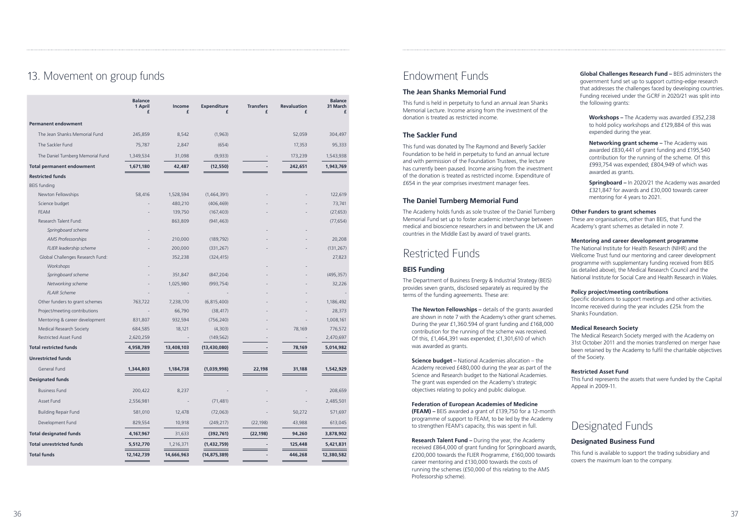# 13. Movement on group funds

| | Balance 1 April £ | Income £ | Expenditure £ | Transfers £ | Revaluation £ | Balance 31 March £ |
|---|---|---|---|---|---|---|
| **Permanent endowment** | | | | | | |
| The Jean Shanks Memorial Fund | 245,859 | 8,542 | (1,963) | | 52,059 | 304,497 |
| The Sackler Fund | 75,787 | 2,847 | (654) | | 17,353 | 95,333 |
| The Daniel Turnberg Memorial Fund | 1,349,534 | 31,098 | (9,933) | - | 173,239 | 1,543,938 |
| **Total permanent endowment** | **1,671,180** | **42,487** | **(12,550)** | **-** | **242,651** | **1,943,769** |
| **Restricted funds** | | | | | | |
| BEIS funding | | | | | | |
| Newton Fellowships | 58,416 | 1,528,594 | (1,464,391) | - | - | 122,619 |
| Science budget | - | 480,210 | (406,469) | - | - | 73,741 |
| FEAM | - | 139,750 | (167,403) | - | - | (27,653) |
| Research Talent Fund: | - | 863,809 | (941,463) | | | (77,654) |
| *Springboard scheme* | - | | | - | - | |
| *AMS Professorships* | - | 210,000 | (189,792) | - | - | 20,208 |
| *FLIER leadership scheme* | - | 200,000 | (331,267) | - | - | (131,267) |
| Global Challenges Research Fund: | | 352,238 | (324,415) | | | 27,823 |
| *Workshops* | - | | | - | - | |
| *Springboard scheme* | - | 351,847 | (847,204) | - | - | (495,357) |
| *Networking scheme* | - | 1,025,980 | (993,754) | - | - | 32,226 |
| *FLAIR Scheme* | - | - | - | - | - | - |
| Other funders to grant schemes | 763,722 | 7,238,170 | (6,815,400) | - | - | 1,186,492 |
| Project/meeting contributions | - | 66,790 | (38,417) | - | - | 28,373 |
| Mentoring & career development | 831,807 | 932,594 | (756,240) | - | - | 1,008,161 |
| Medical Research Society | 684,585 | 18,121 | (4,303) | - | 78,169 | 776,572 |
| Restricted Asset Fund | 2,620,259 | - | (149,562) | - | - | 2,470,697 |
| **Total restricted funds** | **4,958,789** | **13,408,103** | **(13,430,080)** | **-** | **78,169** | **5,014,982** |
| **Unrestricted funds** | | | | | | |
| General Fund | **1,344,803** | **1,184,738** | **(1,039,998)** | **22,198** | **31,188** | **1,542,929** |
| **Designated funds** | | | | | | |
| Business Fund | 200,422 | 8,237 | - | - | - | 208,659 |
| Asset Fund | 2,556,981 | - | (71,481) | - | - | 2,485,501 |
| Building Repair Fund | 581,010 | 12,478 | (72,063) | - | 50,272 | 571,697 |
| Development Fund | 829,554 | 10,918 | (249,217) | (22,198) | 43,988 | 613,045 |
| **Total designated funds** | **4,167,967** | **31,633** | **(392,761)** | **(22,198)** | **94,260** | **3,878,902** |
| **Total unrestricted funds** | **5,512,770** | **1,216,371** | **(1,432,759)** | **-** | **125,448** | **5,421,831** |
| **Total funds** | **12,142,739** | **14,666,963** | **(14,875,389)** | **-** | **446,268** | **12,380,582** |

# Endowment Funds

### The Jean Shanks Memorial Fund

This fund is held in perpetuity to fund an annual Jean Shanks Memorial Lecture. Income arising from the investment of the donation is treated as restricted income.

### The Sackler Fund

This fund was donated by The Raymond and Beverly Sackler Foundation to be held in perpetuity to fund an annual lecture and with permission of the Foundation Trustees, the lecture has currently been paused. Income arising from the investment of the donation is treated as restricted income. Expenditure of £654 in the year comprises investment manager fees.

### The Daniel Turnberg Memorial Fund

The Academy holds funds as sole trustee of the Daniel Turnberg Memorial Fund set up to foster academic interchange between medical and bioscience researchers in and between the UK and countries in the Middle East by award of travel grants.

# Restricted Funds

### BEIS Funding

The Department of Business Energy & Industrial Strategy (BEIS) provides seven grants, disclosed separately as required by the terms of the funding agreements. These are:

**The Newton Fellowships –** details of the grants awarded are shown in note 7 with the Academy's other grant schemes. During the year £1,360.594 of grant funding and £168,000 contribution for the running of the scheme was received. Of this, £1,464,391 was expended; £1,301,610 of which was awarded as grants.

**Science budget –** National Academies allocation – the Academy received £480,000 during the year as part of the Science and Research budget to the National Academies. The grant was expended on the Academy's strategic objectives relating to policy and public dialogue.

**Federation of European Academies of Medicine (FEAM) –** BEIS awarded a grant of £139,750 for a 12-month programme of support to FEAM, to be led by the Academy to strengthen FEAM's capacity, this was spent in full.

**Research Talent Fund –** During the year, the Academy received £864,000 of grant funding for Springboard awards, £200,000 towards the FLIER Programme, £160,000 towards career mentoring and £130,000 towards the costs of running the schemes (£50,000 of this relating to the AMS Professorship scheme).

**Global Challenges Research Fund –** BEIS administers the government fund set up to support cutting-edge research that addresses the challenges faced by developing countries. Funding received under the GCRF in 2020/21 was split into the following grants:

**Workshops –** The Academy was awarded £352,238 to hold policy workshops and £129,884 of this was expended during the year.

**Networking grant scheme –** The Academy was awarded £830,441 of grant funding and £195,540 contribution for the running of the scheme. Of this £993,754 was expended; £804,949 of which was awarded as grants.

**Springboard –** In 2020/21 the Academy was awarded £321,847 for awards and £30,000 towards career mentoring for 4 years to 2021.

**Other Funders to grant schemes**
These are organisations, other than BEIS, that fund the Academy's grant schemes as detailed in note 7.

**Mentoring and career development programme**
The National Institute for Health Research (NIHR) and the Wellcome Trust fund our mentoring and career development programme with supplementary funding received from BEIS (as detailed above), the Medical Research Council and the National Institute for Social Care and Health Research in Wales.

**Policy project/meeting contributions**
Specific donations to support meetings and other activities. Income received during the year includes £25k from the Shanks Foundation.

**Medical Research Society**
The Medical Research Society merged with the Academy on 31st October 2011 and the monies transferred on merger have been retained by the Academy to fulfil the charitable objectives of the Society.

**Restricted Asset Fund**
This fund represents the assets that were funded by the Capital Appeal in 2009-11.

# Designated Funds

### Designated Business Fund

This fund is available to support the trading subsidiary and covers the maximum loan to the company.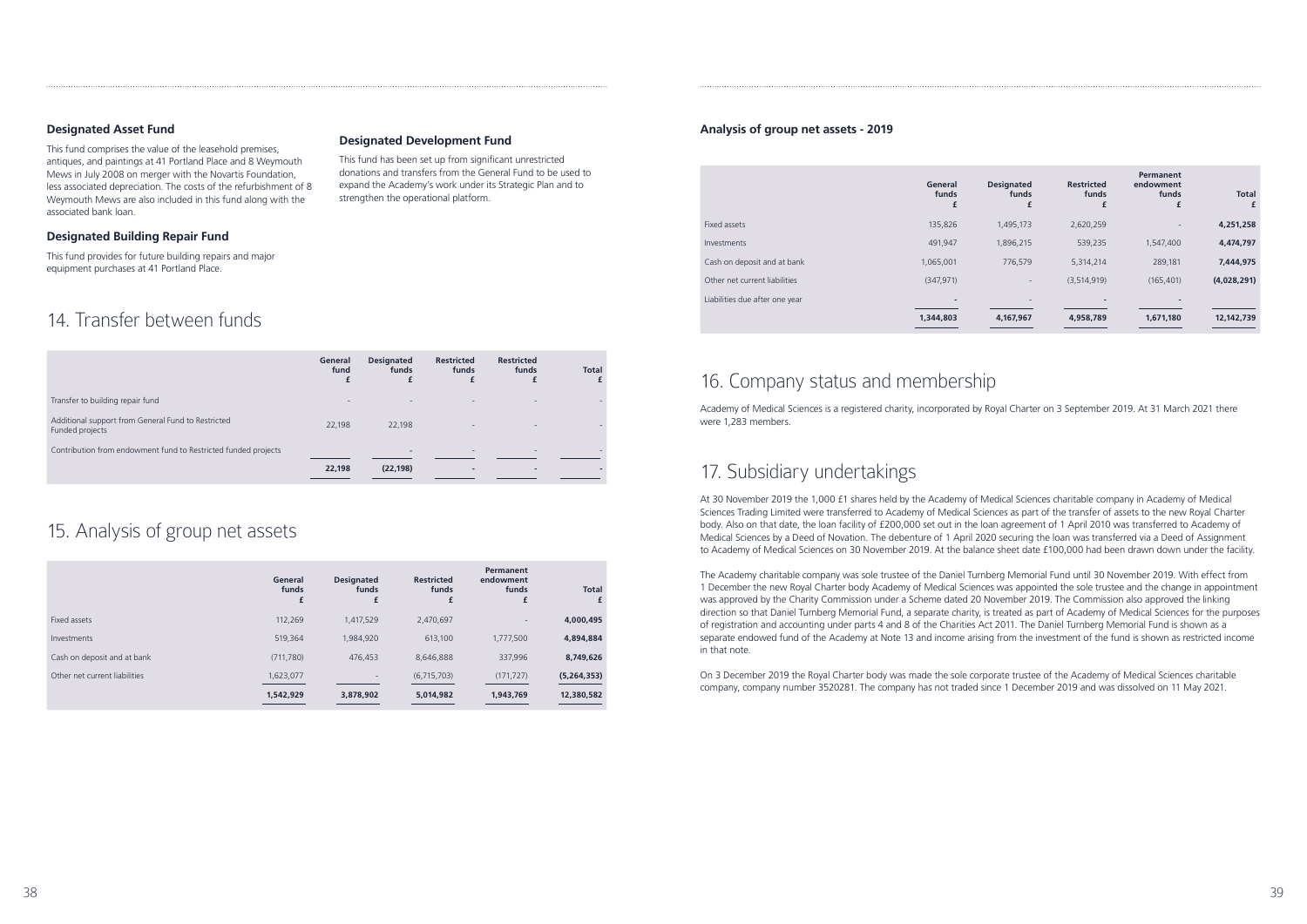### Designated Asset Fund

This fund comprises the value of the leasehold premises, antiques, and paintings at 41 Portland Place and 8 Weymouth Mews in July 2008 on merger with the Novartis Foundation, less associated depreciation. The costs of the refurbishment of 8 Weymouth Mews are also included in this fund along with the associated bank loan.

### Designated Building Repair Fund

This fund provides for future building repairs and major equipment purchases at 41 Portland Place.

### Designated Development Fund

This fund has been set up from significant unrestricted donations and transfers from the General Fund to be used to expand the Academy's work under its Strategic Plan and to strengthen the operational platform.

## 14. Transfer between funds

| | General fund £ | Designated funds £ | Restricted funds £ | Restricted funds £ | Total £ |
|---|---|---|---|---|---|
| Transfer to building repair fund | - | - | - | - | - |
| Additional support from General Fund to Restricted Funded projects | 22,198 | 22,198 | - | - | - |
| Contribution from endowment fund to Restricted funded projects | | - | - | - | - |
| | 22,198 | (22,198) | - | - | - |

## 15. Analysis of group net assets

| | General funds £ | Designated funds £ | Restricted funds £ | Permanent endowment funds £ | Total £ |
|---|---|---|---|---|---|
| Fixed assets | 112,269 | 1,417,529 | 2,470,697 | - | **4,000,495** |
| Investments | 519,364 | 1,984,920 | 613,100 | 1,777,500 | **4,894,884** |
| Cash on deposit and at bank | (711,780) | 476,453 | 8,646,888 | 337,996 | **8,749,626** |
| Other net current liabilities | 1,623,077 | - | (6,715,703) | (171,727) | **(5,264,353)** |
| | **1,542,929** | **3,878,902** | **5,014,982** | **1,943,769** | **12,380,582** |

### Analysis of group net assets - 2019

| | General funds £ | Designated funds £ | Restricted funds £ | Permanent endowment funds £ | Total £ |
|---|---|---|---|---|---|
| Fixed assets | 135,826 | 1,495,173 | 2,620,259 | - | **4,251,258** |
| Investments | 491,947 | 1,896,215 | 539,235 | 1,547,400 | **4,474,797** |
| Cash on deposit and at bank | 1,065,001 | 776,579 | 5,314,214 | 289,181 | **7,444,975** |
| Other net current liabilities | (347,971) | - | (3,514,919) | (165,401) | **(4,028,291)** |
| Liabilities due after one year | - | - | - | - | |
| | **1,344,803** | **4,167,967** | **4,958,789** | **1,671,180** | **12,142,739** |

## 16. Company status and membership

Academy of Medical Sciences is a registered charity, incorporated by Royal Charter on 3 September 2019. At 31 March 2021 there were 1,283 members.

## 17. Subsidiary undertakings

At 30 November 2019 the 1,000 £1 shares held by the Academy of Medical Sciences charitable company in Academy of Medical Sciences Trading Limited were transferred to Academy of Medical Sciences as part of the transfer of assets to the new Royal Charter body. Also on that date, the loan facility of £200,000 set out in the loan agreement of 1 April 2010 was transferred to Academy of Medical Sciences by a Deed of Novation. The debenture of 1 April 2020 securing the loan was transferred via a Deed of Assignment to Academy of Medical Sciences on 30 November 2019. At the balance sheet date £100,000 had been drawn down under the facility.

The Academy charitable company was sole trustee of the Daniel Turnberg Memorial Fund until 30 November 2019. With effect from 1 December the new Royal Charter body Academy of Medical Sciences was appointed the sole trustee and the change in appointment was approved by the Charity Commission under a Scheme dated 20 November 2019. The Commission also approved the linking direction so that Daniel Turnberg Memorial Fund, a separate charity, is treated as part of Academy of Medical Sciences for the purposes of registration and accounting under parts 4 and 8 of the Charities Act 2011. The Daniel Turnberg Memorial Fund is shown as a separate endowed fund of the Academy at Note 13 and income arising from the investment of the fund is shown as restricted income in that note.

On 3 December 2019 the Royal Charter body was made the sole corporate trustee of the Academy of Medical Sciences charitable company, company number 3520281. The company has not traded since 1 December 2019 and was dissolved on 11 May 2021.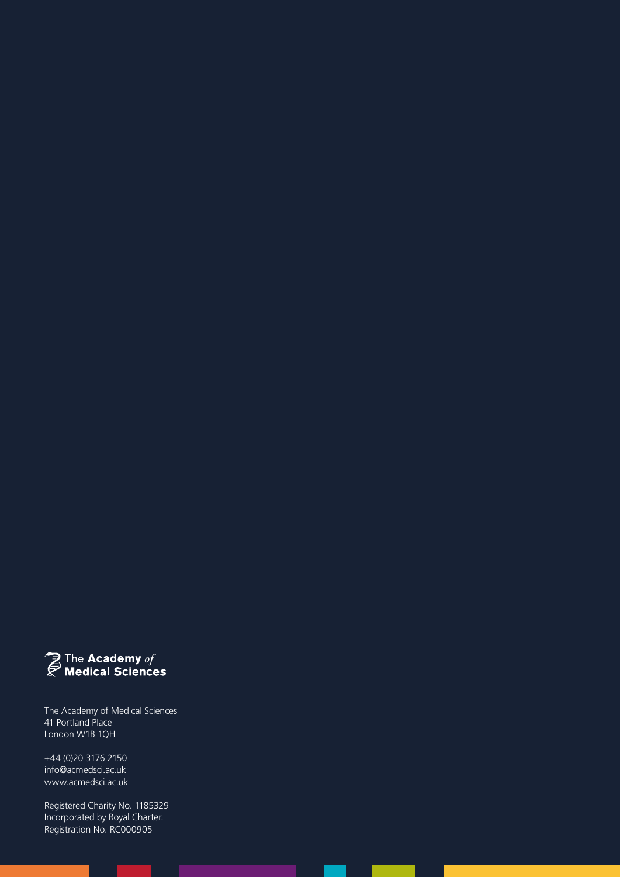The Academy *of* Medical Sciences

The Academy of Medical Sciences
41 Portland Place
London W1B 1QH

+44 (0)20 3176 2150
info@acmedsci.ac.uk
www.acmedsci.ac.uk

Registered Charity No. 1185329
Incorporated by Royal Charter.
Registration No. RC000905